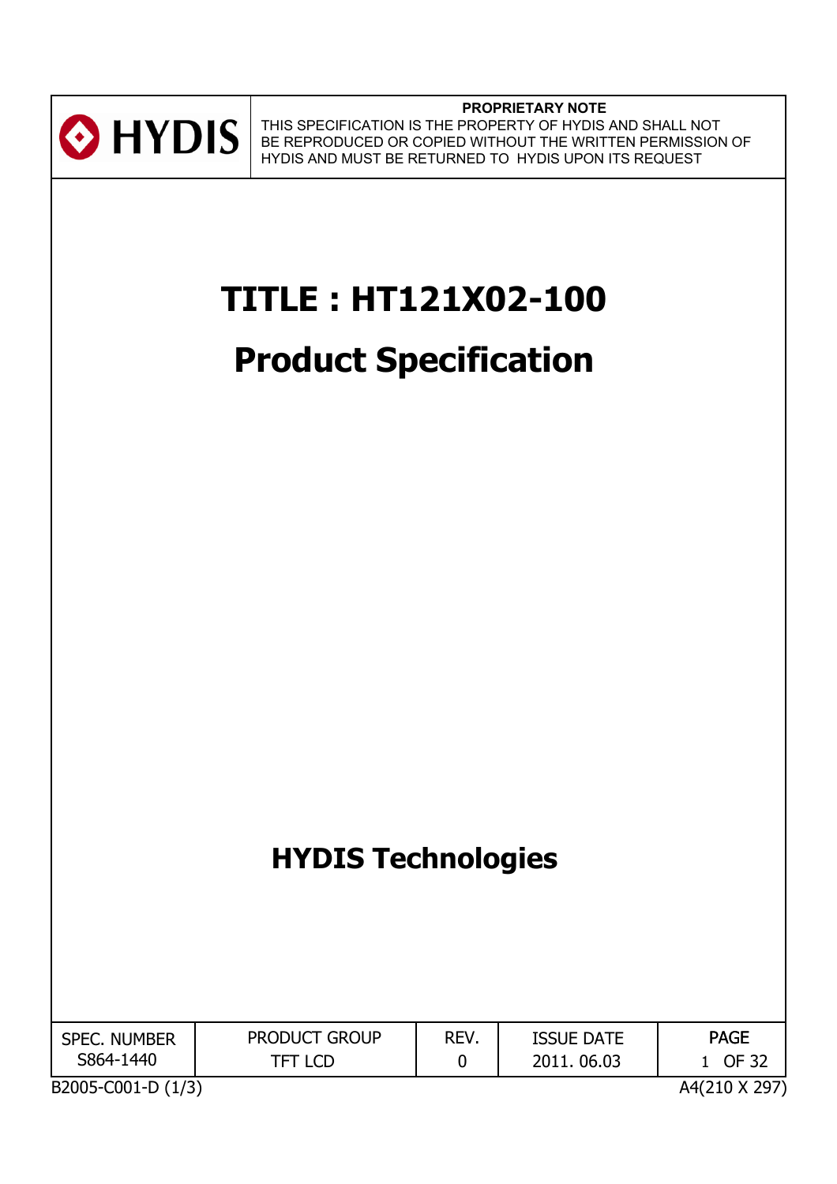HYDIS

**PROPRIETARY NOTE**

THIS SPECIFICATION IS THE PROPERTY OF HYDIS AND SHALL NOT BE REPRODUCED OR COPIED WITHOUT THE WRITTEN PERMISSION OF HYDIS AND MUST BE RETURNED TO HYDIS UPON ITS REQUEST

# TITLE : HT121X02-100

# Product Specification

## HYDIS Technologies

| SPEC. NUMBER | PRODUCT GROUP | REV. | ISSUE DATE | PAGE |
|---|---|---|---|---|
| S864-1440 | TFT LCD | 0 | 2011. 06.03 | 1 OF 32 |

B2005-C001-D (1/3) A4(210 X 297)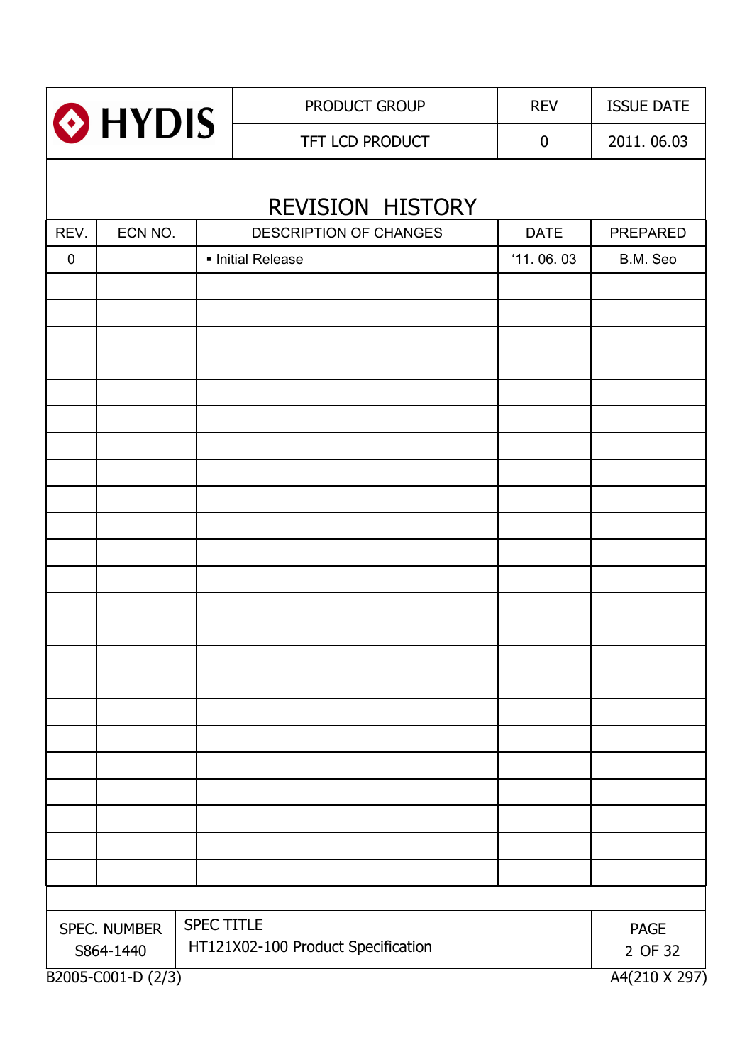| HYDIS | PRODUCT GROUP | REV | ISSUE DATE |
|---|---|---|---|
| | TFT LCD PRODUCT | 0 | 2011. 06.03 |

# REVISION HISTORY

| REV. | ECN NO. | DESCRIPTION OF CHANGES | DATE | PREPARED |
|---|---|---|---|---|
| 0 | | ▪ Initial Release | '11. 06. 03 | B.M. Seo |
| | | | | |
| | | | | |
| | | | | |
| | | | | |
| | | | | |
| | | | | |
| | | | | |
| | | | | |
| | | | | |
| | | | | |
| | | | | |
| | | | | |
| | | | | |
| | | | | |
| | | | | |
| | | | | |
| | | | | |
| | | | | |
| | | | | |
| | | | | |
| | | | | |
| | | | | |

| SPEC. NUMBER | SPEC TITLE |
|---|---|
| S864-1440 | HT121X02-100 Product Specification |

B2005-C001-D (2/3) A4(210 X 297)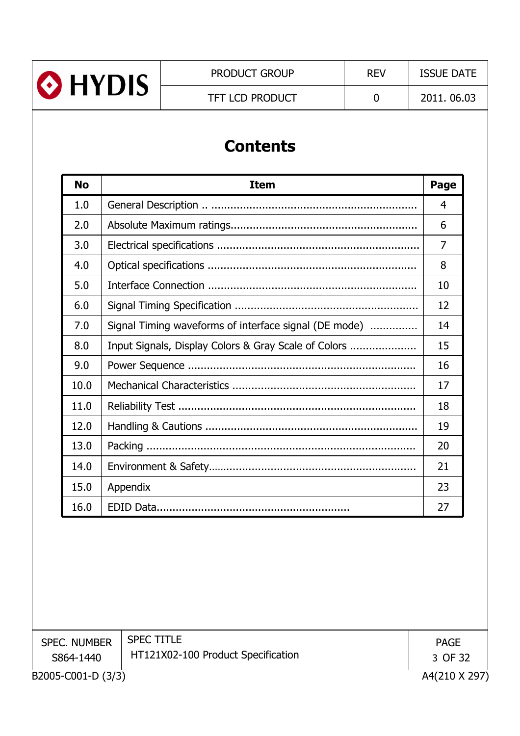# Contents

| No | Item | Page |
|---|---|---|
| 1.0 | General Description .. | 4 |
| 2.0 | Absolute Maximum ratings | 6 |
| 3.0 | Electrical specifications | 7 |
| 4.0 | Optical specifications | 8 |
| 5.0 | Interface Connection | 10 |
| 6.0 | Signal Timing Specification | 12 |
| 7.0 | Signal Timing waveforms of interface signal (DE mode) | 14 |
| 8.0 | Input Signals, Display Colors & Gray Scale of Colors | 15 |
| 9.0 | Power Sequence | 16 |
| 10.0 | Mechanical Characteristics | 17 |
| 11.0 | Reliability Test | 18 |
| 12.0 | Handling & Cautions | 19 |
| 13.0 | Packing | 20 |
| 14.0 | Environment & Safety | 21 |
| 15.0 | Appendix | 23 |
| 16.0 | EDID Data | 27 |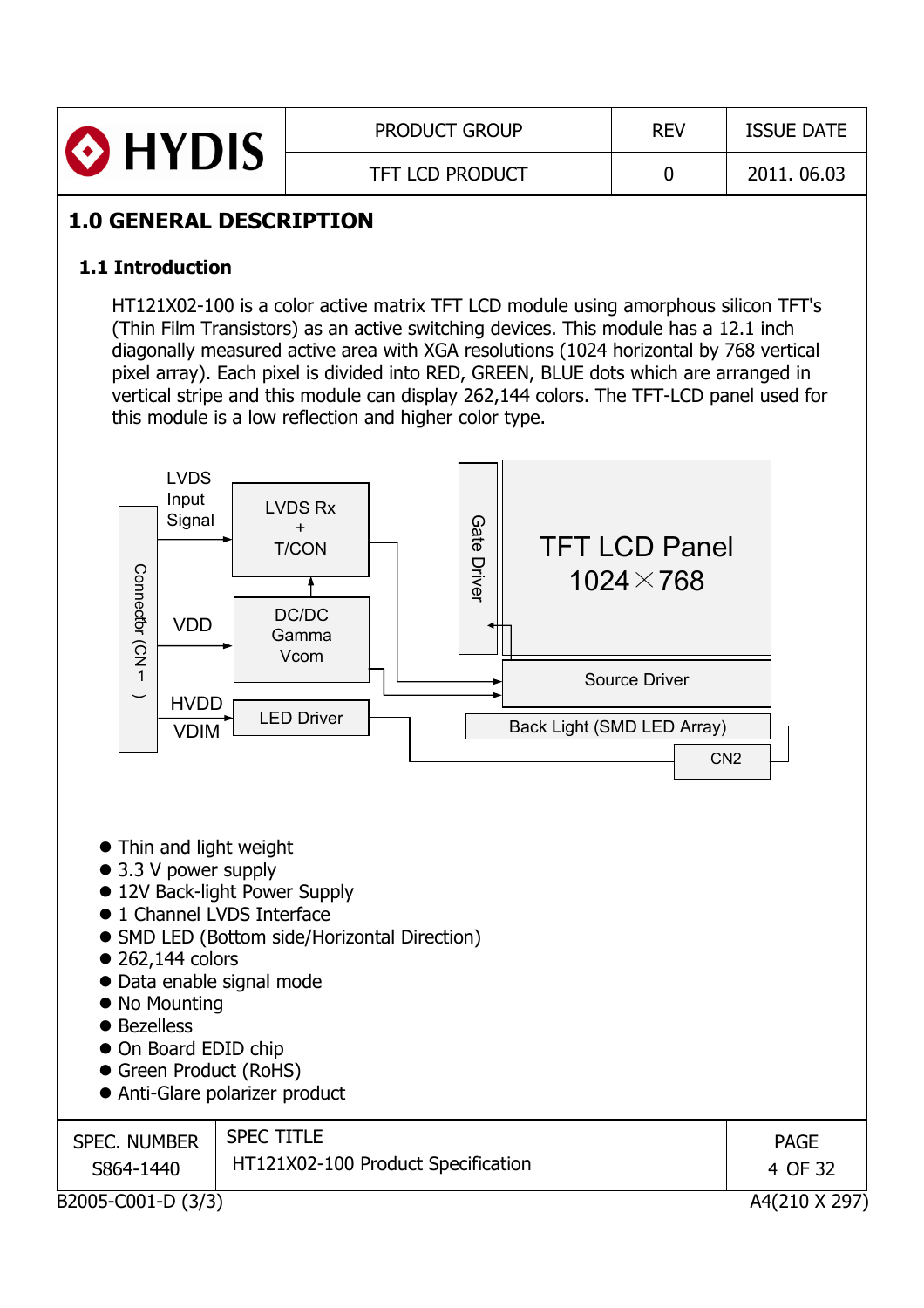# 1.0 GENERAL DESCRIPTION

## 1.1 Introduction

HT121X02-100 is a color active matrix TFT LCD module using amorphous silicon TFT's (Thin Film Transistors) as an active switching devices. This module has a 12.1 inch diagonally measured active area with XGA resolutions (1024 horizontal by 768 vertical pixel array). Each pixel is divided into RED, GREEN, BLUE dots which are arranged in vertical stripe and this module can display 262,144 colors. The TFT-LCD panel used for this module is a low reflection and higher color type.

LVDS Input Signal | LVDS Rx + T/CON | Connector (CN 1) | VDD | DC/DC Gamma Vcom | HVDD | VDIM | LED Driver | Gate Driver | TFT LCD Panel 1024×768 | Source Driver | Back Light (SMD LED Array) | CN2

- Thin and light weight
- 3.3 V power supply
- 12V Back-light Power Supply
- 1 Channel LVDS Interface
- SMD LED (Bottom side/Horizontal Direction)
- 262,144 colors
- Data enable signal mode
- No Mounting
- Bezelless
- On Board EDID chip
- Green Product (RoHS)
- Anti-Glare polarizer product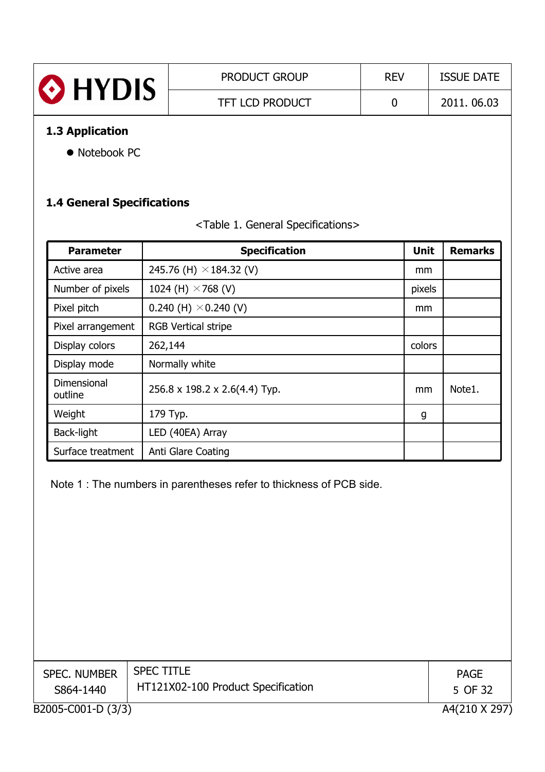## 1.3 Application

- Notebook PC

## 1.4 General Specifications

<Table 1. General Specifications>

| Parameter | Specification | Unit | Remarks |
|---|---|---|---|
| Active area | 245.76 (H) × 184.32 (V) | mm | |
| Number of pixels | 1024 (H) × 768 (V) | pixels | |
| Pixel pitch | 0.240 (H) × 0.240 (V) | mm | |
| Pixel arrangement | RGB Vertical stripe | | |
| Display colors | 262,144 | colors | |
| Display mode | Normally white | | |
| Dimensional outline | 256.8 x 198.2 x 2.6(4.4) Typ. | mm | Note1. |
| Weight | 179 Typ. | g | |
| Back-light | LED (40EA) Array | | |
| Surface treatment | Anti Glare Coating | | |

Note 1 : The numbers in parentheses refer to thickness of PCB side.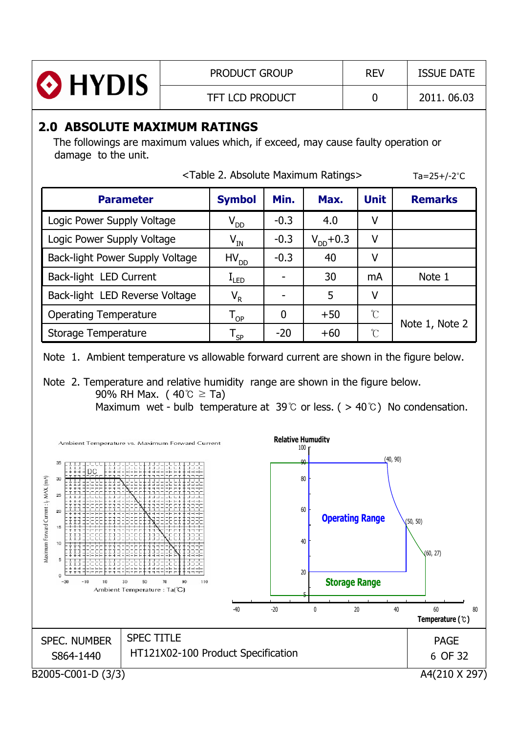## 2.0 ABSOLUTE MAXIMUM RATINGS

The followings are maximum values which, if exceed, may cause faulty operation or damage to the unit.

<Table 2. Absolute Maximum Ratings> Ta=25+/-2°C

| Parameter | Symbol | Min. | Max. | Unit | Remarks |
|---|---|---|---|---|---|
| Logic Power Supply Voltage | $V_{DD}$ | -0.3 | 4.0 | V | |
| Logic Power Supply Voltage | $V_{IN}$ | -0.3 | $V_{DD}$+0.3 | V | |
| Back-light Power Supply Voltage | $HV_{DD}$ | -0.3 | 40 | V | |
| Back-light LED Current | $I_{LED}$ | - | 30 | mA | Note 1 |
| Back-light LED Reverse Voltage | $V_R$ | - | 5 | V | |
| Operating Temperature | $T_{OP}$ | 0 | +50 | ℃ | Note 1, Note 2 |
| Storage Temperature | $T_{SP}$ | -20 | +60 | ℃ | |

Note 1. Ambient temperature vs allowable forward current are shown in the figure below.

Note 2. Temperature and relative humidity range are shown in the figure below.
90% RH Max. ( 40℃ ≥ Ta)
Maximum wet - bulb temperature at 39℃ or less. ( > 40℃) No condensation.

Ambient Temperature vs. Maximum Forward Current

Relative Humudity / Operating Range / Storage Range / Temperature (℃)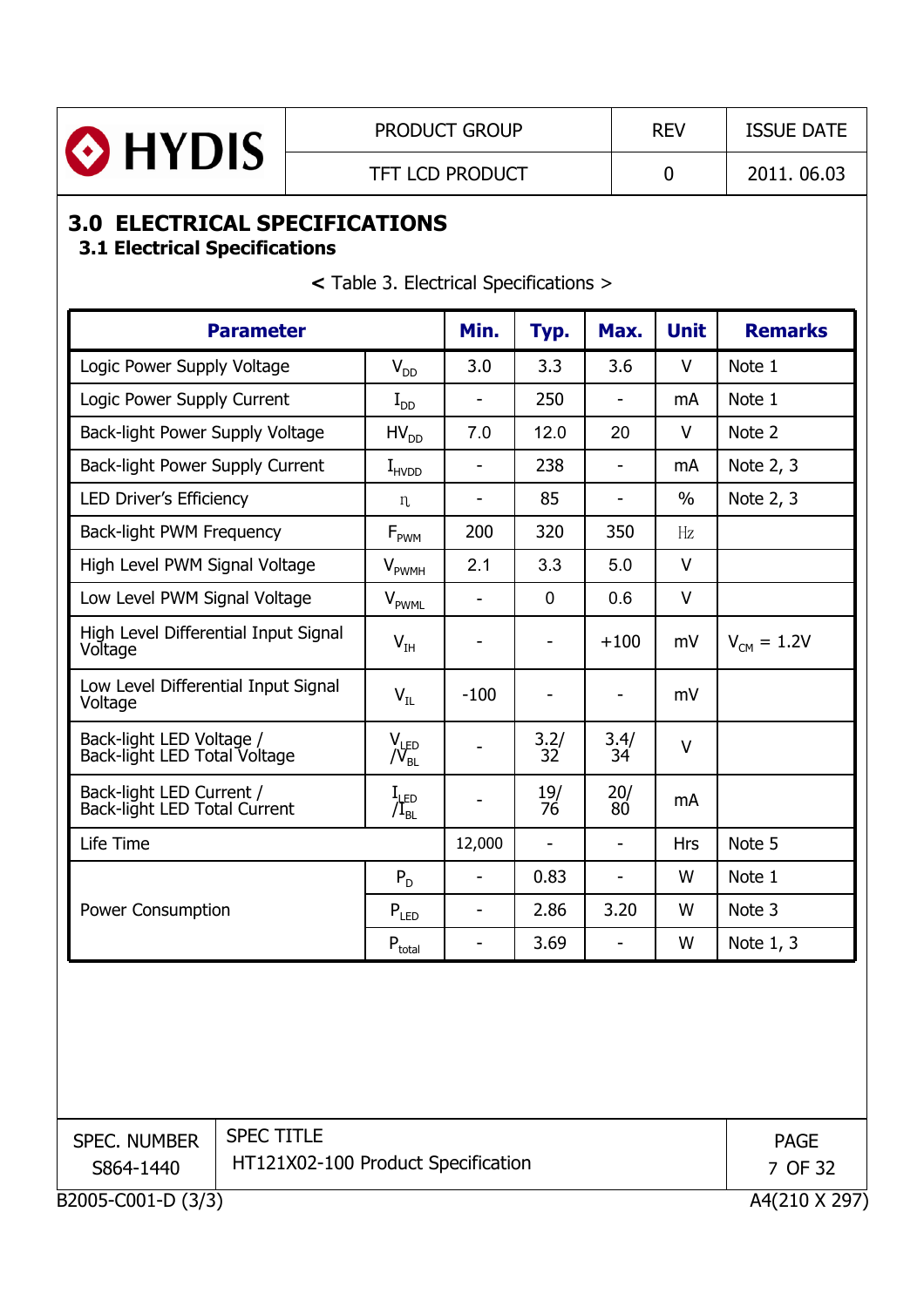## 3.0 ELECTRICAL SPECIFICATIONS

### 3.1 Electrical Specifications

< Table 3. Electrical Specifications >

| Parameter | | Min. | Typ. | Max. | Unit | Remarks |
|---|---|---|---|---|---|---|
| Logic Power Supply Voltage | $V_{DD}$ | 3.0 | 3.3 | 3.6 | V | Note 1 |
| Logic Power Supply Current | $I_{DD}$ | - | 250 | - | mA | Note 1 |
| Back-light Power Supply Voltage | $HV_{DD}$ | 7.0 | 12.0 | 20 | V | Note 2 |
| Back-light Power Supply Current | $I_{HVDD}$ | - | 238 | - | mA | Note 2, 3 |
| LED Driver's Efficiency | $\eta$ | - | 85 | - | % | Note 2, 3 |
| Back-light PWM Frequency | $F_{PWM}$ | 200 | 320 | 350 | Hz | |
| High Level PWM Signal Voltage | $V_{PWMH}$ | 2.1 | 3.3 | 5.0 | V | |
| Low Level PWM Signal Voltage | $V_{PWML}$ | - | 0 | 0.6 | V | |
| High Level Differential Input Signal Voltage | $V_{IH}$ | - | - | +100 | mV | $V_{CM}$ = 1.2V |
| Low Level Differential Input Signal Voltage | $V_{IL}$ | -100 | - | - | mV | |
| Back-light LED Voltage / Back-light LED Total Voltage | $V_{LED}$ / $V_{BL}$ | - | 3.2/ 32 | 3.4/ 34 | V | |
| Back-light LED Current / Back-light LED Total Current | $I_{LED}$ / $I_{BL}$ | - | 19/ 76 | 20/ 80 | mA | |
| Life Time | | 12,000 | - | - | Hrs | Note 5 |
| Power Consumption | $P_D$ | - | 0.83 | - | W | Note 1 |
| | $P_{LED}$ | - | 2.86 | 3.20 | W | Note 3 |
| | $P_{total}$ | - | 3.69 | - | W | Note 1, 3 |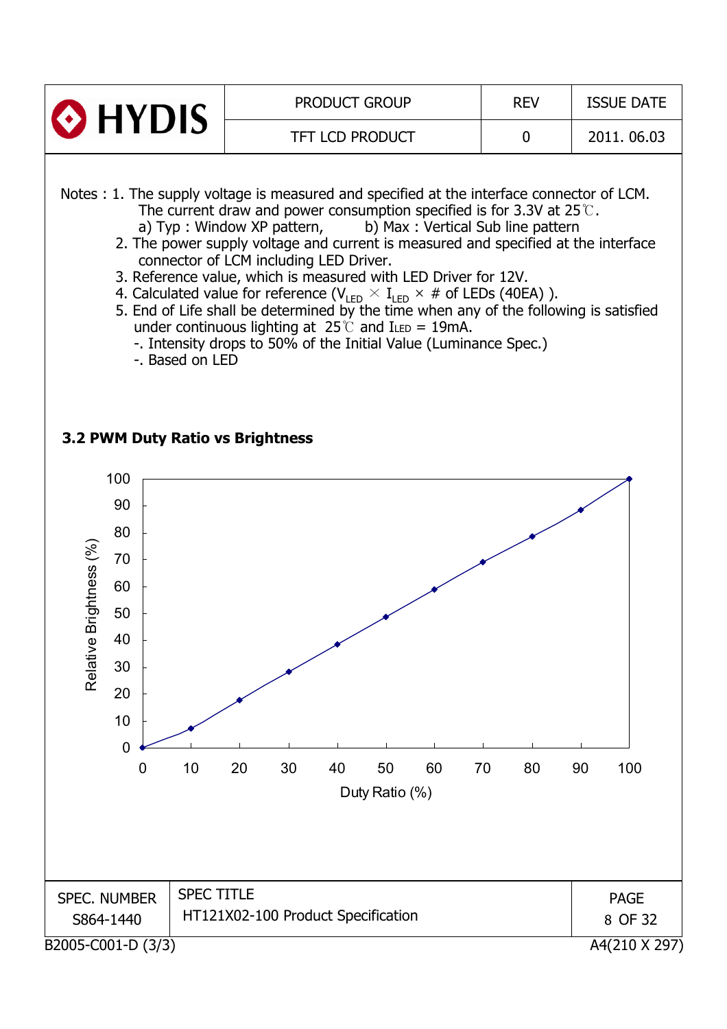Notes : 1. The supply voltage is measured and specified at the interface connector of LCM.
The current draw and power consumption specified is for 3.3V at 25℃.
a) Typ : Window XP pattern,        b) Max : Vertical Sub line pattern
2. The power supply voltage and current is measured and specified at the interface connector of LCM including LED Driver.
3. Reference value, which is measured with LED Driver for 12V.
4. Calculated value for reference ($V_{LED}$ × $I_{LED}$ × # of LEDs (40EA) ).
5. End of Life shall be determined by the time when any of the following is satisfied under continuous lighting at 25℃ and $I_{LED}$ = 19mA.
-. Intensity drops to 50% of the Initial Value (Luminance Spec.)
-. Based on LED

### 3.2 PWM Duty Ratio vs Brightness

| Duty Ratio (%) | Relative Brightness (%) |
|---|---|
| 0 | 0 |
| 10 | 7 |
| 20 | 17 |
| 30 | 28 |
| 40 | 38 |
| 50 | 48 |
| 60 | 58 |
| 70 | 69 |
| 80 | 78 |
| 90 | 88 |
| 100 | 100 |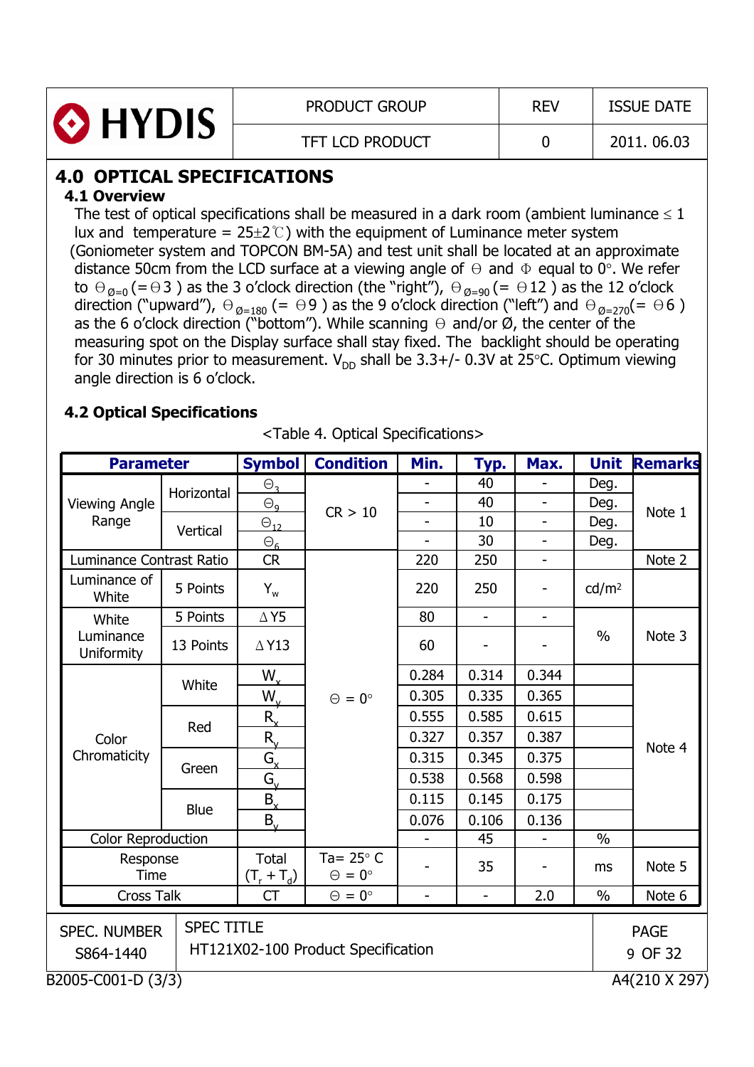## 4.0 OPTICAL SPECIFICATIONS

### 4.1 Overview

The test of optical specifications shall be measured in a dark room (ambient luminance ≤ 1 lux and temperature = 25±2℃) with the equipment of Luminance meter system (Goniometer system and TOPCON BM-5A) and test unit shall be located at an approximate distance 50cm from the LCD surface at a viewing angle of Θ and Φ equal to 0°. We refer to $\Theta_{\varnothing=0}$ (= Θ3 ) as the 3 o'clock direction (the "right"), $\Theta_{\varnothing=90}$ (= Θ12 ) as the 12 o'clock direction ("upward"), $\Theta_{\varnothing=180}$ (= Θ9 ) as the 9 o'clock direction ("left") and $\Theta_{\varnothing=270}$(= Θ6 ) as the 6 o'clock direction ("bottom"). While scanning Θ and/or Ø, the center of the measuring spot on the Display surface shall stay fixed. The backlight should be operating for 30 minutes prior to measurement. $V_{DD}$ shall be 3.3+/- 0.3V at 25°C. Optimum viewing angle direction is 6 o'clock.

### 4.2 Optical Specifications

<Table 4. Optical Specifications>

| Parameter | | Symbol | Condition | Min. | Typ. | Max. | Unit | Remarks |
|---|---|---|---|---|---|---|---|---|
| Viewing Angle Range | Horizontal | $\Theta_3$ | CR > 10 | - | 40 | - | Deg. | Note 1 |
| | | $\Theta_9$ | | - | 40 | - | Deg. | |
| | Vertical | $\Theta_{12}$ | | - | 10 | - | Deg. | |
| | | $\Theta_6$ | | - | 30 | - | Deg. | |
| Luminance Contrast Ratio | | CR | Θ = 0° | 220 | 250 | - | | Note 2 |
| Luminance of White | 5 Points | $Y_w$ | | 220 | 250 | - | cd/m² | |
| White Luminance Uniformity | 5 Points | ΔY5 | | 80 | - | - | % | Note 3 |
| | 13 Points | ΔY13 | | 60 | - | - | | |
| Color Chromaticity | White | $W_x$ | | 0.284 | 0.314 | 0.344 | | Note 4 |
| | | $W_y$ | | 0.305 | 0.335 | 0.365 | | |
| | Red | $R_x$ | | 0.555 | 0.585 | 0.615 | | |
| | | $R_y$ | | 0.327 | 0.357 | 0.387 | | |
| | Green | $G_x$ | | 0.315 | 0.345 | 0.375 | | |
| | | $G_y$ | | 0.538 | 0.568 | 0.598 | | |
| | Blue | $B_x$ | | 0.115 | 0.145 | 0.175 | | |
| | | $B_y$ | | 0.076 | 0.106 | 0.136 | | |
| Color Reproduction | | | | - | 45 | - | % | |
| Response Time | | Total ($T_r$ + $T_d$) | Ta= 25° C Θ = 0° | - | 35 | - | ms | Note 5 |
| Cross Talk | | CT | Θ = 0° | - | - | 2.0 | % | Note 6 |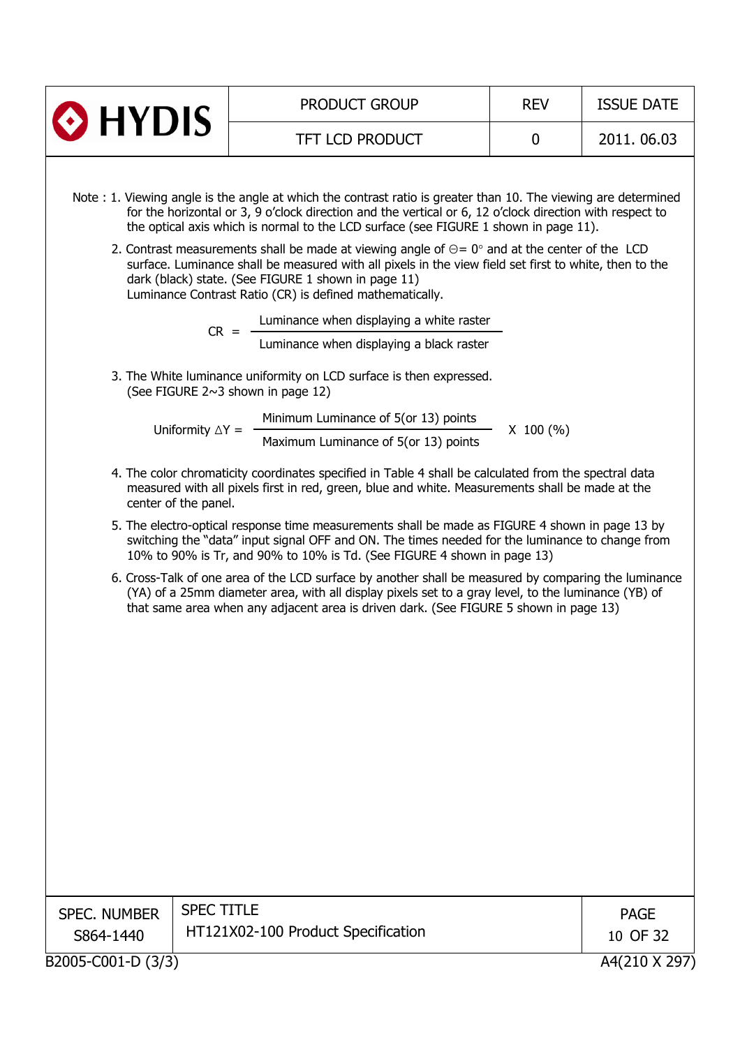Note : 1. Viewing angle is the angle at which the contrast ratio is greater than 10. The viewing are determined for the horizontal or 3, 9 o'clock direction and the vertical or 6, 12 o'clock direction with respect to the optical axis which is normal to the LCD surface (see FIGURE 1 shown in page 11).

2. Contrast measurements shall be made at viewing angle of $\Theta = 0°$ and at the center of the LCD surface. Luminance shall be measured with all pixels in the view field set first to white, then to the dark (black) state. (See FIGURE 1 shown in page 11)
   Luminance Contrast Ratio (CR) is defined mathematically.

$$CR = \frac{\text{Luminance when displaying a white raster}}{\text{Luminance when displaying a black raster}}$$

3. The White luminance uniformity on LCD surface is then expressed.
   (See FIGURE 2~3 shown in page 12)

$$\text{Uniformity } \Delta Y = \frac{\text{Minimum Luminance of 5(or 13) points}}{\text{Maximum Luminance of 5(or 13) points}} \times 100\ (\%)$$

4. The color chromaticity coordinates specified in Table 4 shall be calculated from the spectral data measured with all pixels first in red, green, blue and white. Measurements shall be made at the center of the panel.

5. The electro-optical response time measurements shall be made as FIGURE 4 shown in page 13 by switching the "data" input signal OFF and ON. The times needed for the luminance to change from 10% to 90% is Tr, and 90% to 10% is Td. (See FIGURE 4 shown in page 13)

6. Cross-Talk of one area of the LCD surface by another shall be measured by comparing the luminance (YA) of a 25mm diameter area, with all display pixels set to a gray level, to the luminance (YB) of that same area when any adjacent area is driven dark. (See FIGURE 5 shown in page 13)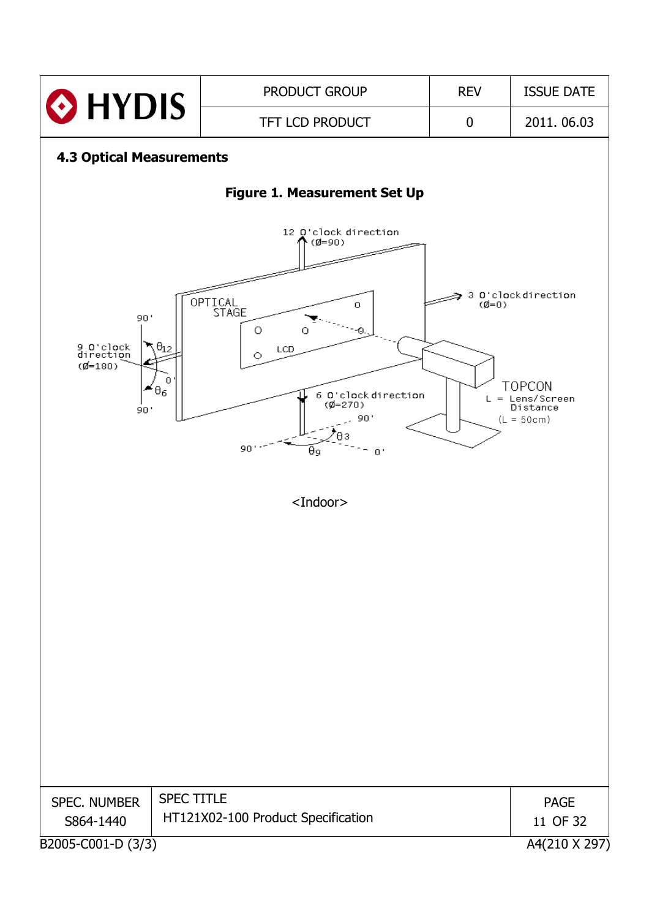### 4.3 Optical Measurements

**Figure 1. Measurement Set Up**

12 O'clock direction (Ø=90)

3 O'clock direction (Ø=0)

9 O'clock direction (Ø=180)

6 O'clock direction (Ø=270)

OPTICAL STAGE

LCD

TOPCON

L = Lens/Screen Distance (L = 50cm)

$\theta_{12}$, $\theta_6$, $\theta_3$, $\theta_9$

<Indoor>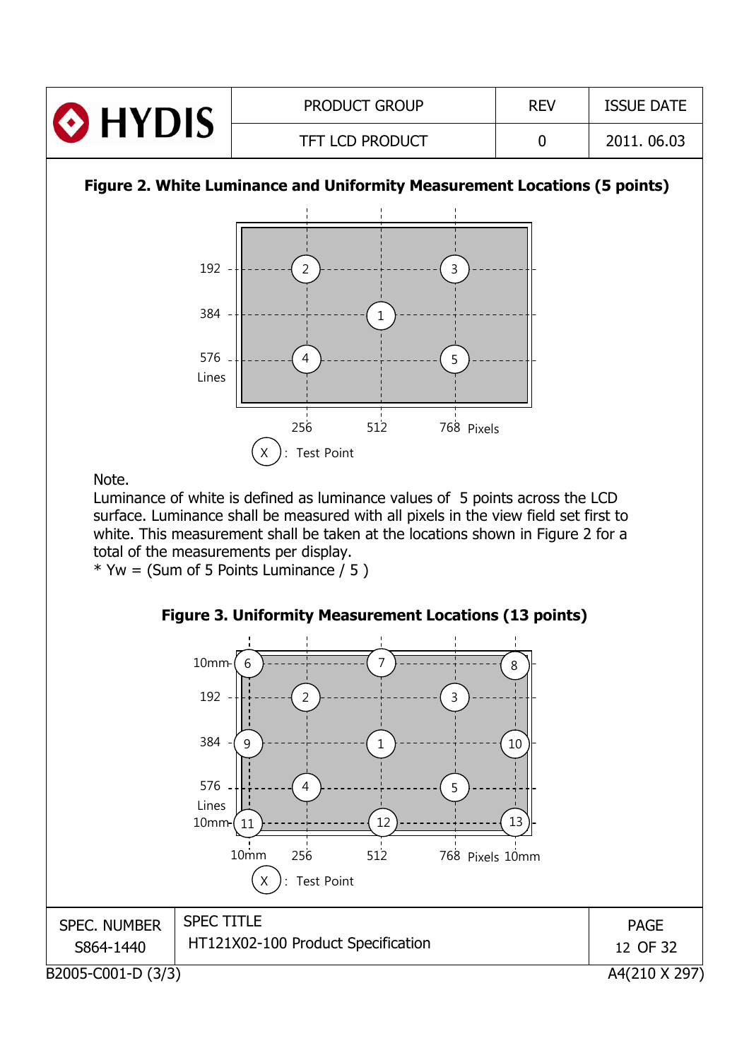**Figure 2. White Luminance and Uniformity Measurement Locations (5 points)**

192
384
576
Lines

256 512 768 Pixels

X : Test Point

Note.

Luminance of white is defined as luminance values of 5 points across the LCD surface. Luminance shall be measured with all pixels in the view field set first to white. This measurement shall be taken at the locations shown in Figure 2 for a total of the measurements per display.

* Yw = (Sum of 5 Points Luminance / 5 )

**Figure 3. Uniformity Measurement Locations (13 points)**

10mm
192
384
576
Lines
10mm

10mm 256 512 768 Pixels 10mm

X : Test Point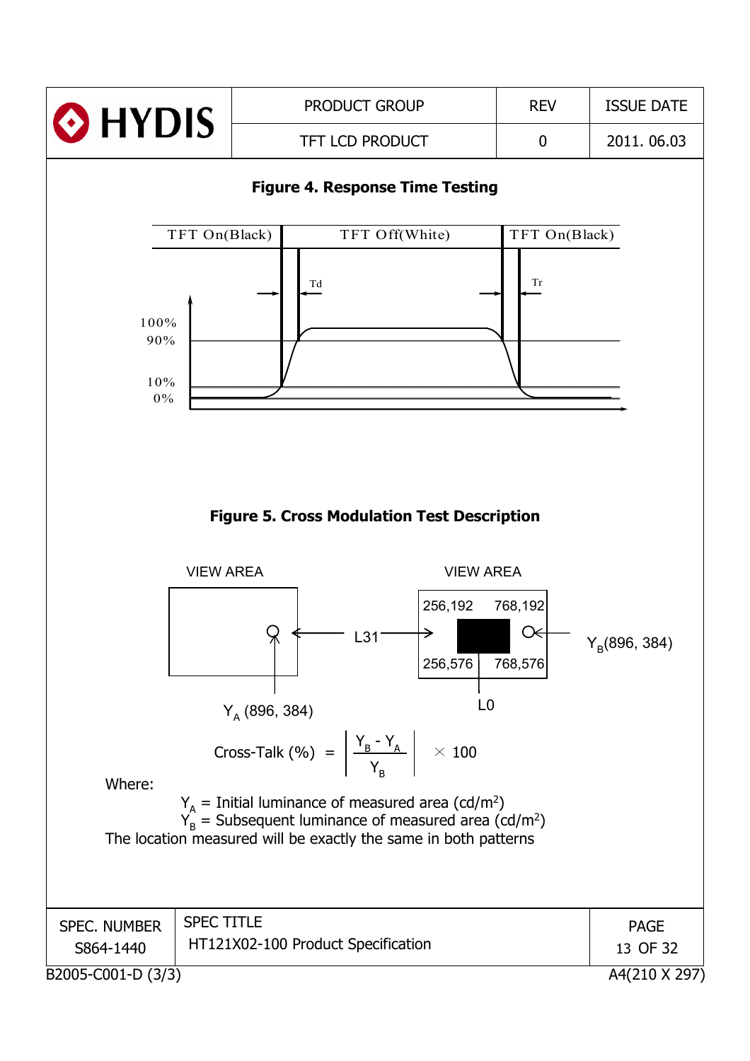## Figure 4. Response Time Testing

TFT On(Black) | TFT Off(White) | TFT On(Black)

Td, Tr

100%, 90%, 10%, 0%

## Figure 5. Cross Modulation Test Description

VIEW AREA — $Y_A$ (896, 384) ← L31 → VIEW AREA (256,192 / 768,192 / 256,576 / 768,576) — $Y_B$(896, 384), L0

$$\text{Cross-Talk (\%)} = \left| \frac{Y_B - Y_A}{Y_B} \right| \times 100$$

Where:

$Y_A$ = Initial luminance of measured area (cd/m²)
$Y_B$ = Subsequent luminance of measured area (cd/m²)
The location measured will be exactly the same in both patterns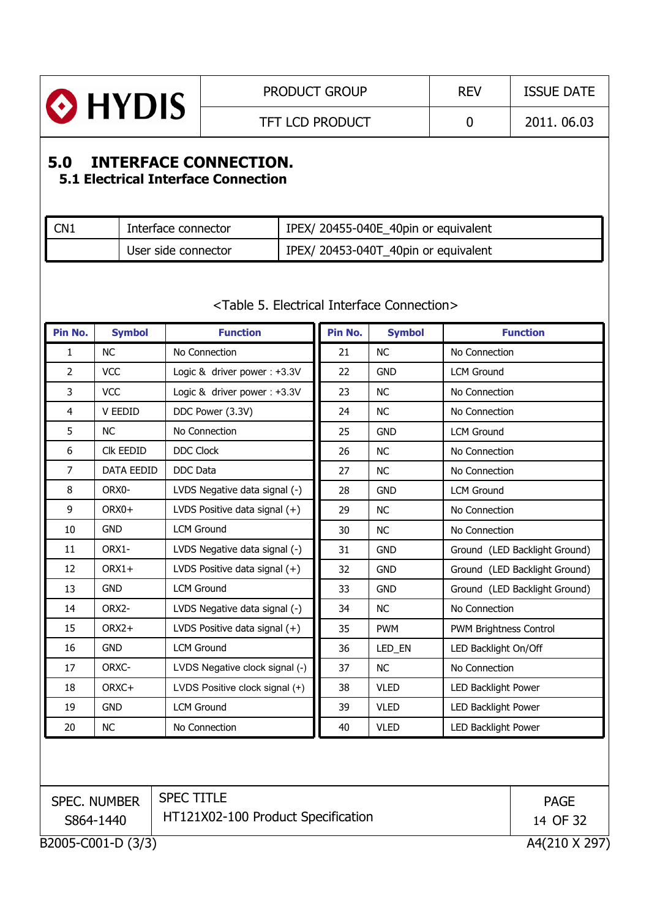# 5.0 INTERFACE CONNECTION.

## 5.1 Electrical Interface Connection

| CN1 | Interface connector | IPEX/ 20455-040E_40pin or equivalent |
|---|---|---|
| | User side connector | IPEX/ 20453-040T_40pin or equivalent |

<Table 5. Electrical Interface Connection>

| Pin No. | Symbol | Function | Pin No. | Symbol | Function |
|---|---|---|---|---|---|
| 1 | NC | No Connection | 21 | NC | No Connection |
| 2 | VCC | Logic & driver power : +3.3V | 22 | GND | LCM Ground |
| 3 | VCC | Logic & driver power : +3.3V | 23 | NC | No Connection |
| 4 | V EEDID | DDC Power (3.3V) | 24 | NC | No Connection |
| 5 | NC | No Connection | 25 | GND | LCM Ground |
| 6 | Clk EEDID | DDC Clock | 26 | NC | No Connection |
| 7 | DATA EEDID | DDC Data | 27 | NC | No Connection |
| 8 | ORX0- | LVDS Negative data signal (-) | 28 | GND | LCM Ground |
| 9 | ORX0+ | LVDS Positive data signal (+) | 29 | NC | No Connection |
| 10 | GND | LCM Ground | 30 | NC | No Connection |
| 11 | ORX1- | LVDS Negative data signal (-) | 31 | GND | Ground (LED Backlight Ground) |
| 12 | ORX1+ | LVDS Positive data signal (+) | 32 | GND | Ground (LED Backlight Ground) |
| 13 | GND | LCM Ground | 33 | GND | Ground (LED Backlight Ground) |
| 14 | ORX2- | LVDS Negative data signal (-) | 34 | NC | No Connection |
| 15 | ORX2+ | LVDS Positive data signal (+) | 35 | PWM | PWM Brightness Control |
| 16 | GND | LCM Ground | 36 | LED_EN | LED Backlight On/Off |
| 17 | ORXC- | LVDS Negative clock signal (-) | 37 | NC | No Connection |
| 18 | ORXC+ | LVDS Positive clock signal (+) | 38 | VLED | LED Backlight Power |
| 19 | GND | LCM Ground | 39 | VLED | LED Backlight Power |
| 20 | NC | No Connection | 40 | VLED | LED Backlight Power |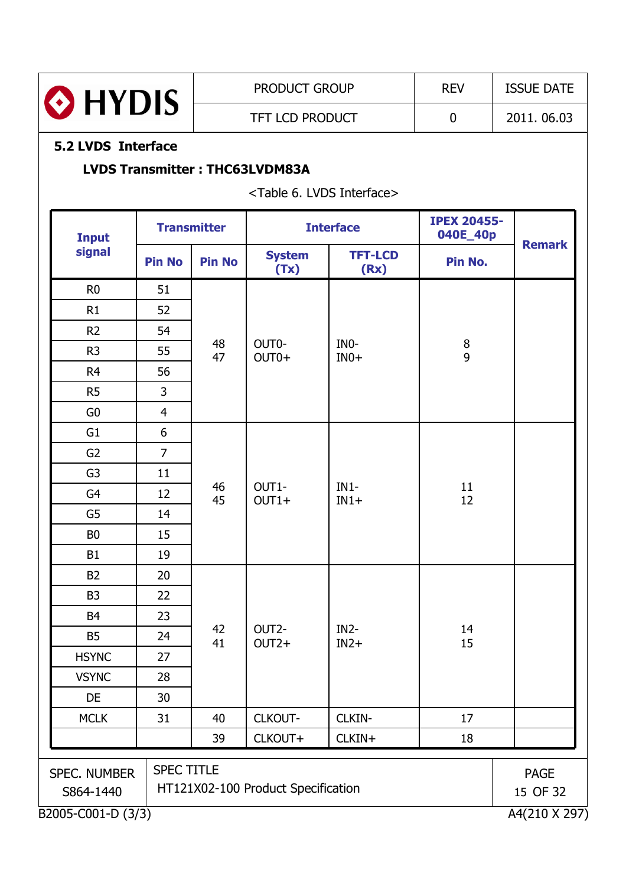## 5.2 LVDS Interface

**LVDS Transmitter : THC63LVDM83A**

<Table 6. LVDS Interface>

| Input signal | Transmitter | | Interface | | IPEX 20455-040E_40p | Remark |
|---|---|---|---|---|---|---|
| | Pin No | Pin No | System (Tx) | TFT-LCD (Rx) | Pin No. | |
| R0 | 51 | 48<br>47 | OUT0-<br>OUT0+ | IN0-<br>IN0+ | 8<br>9 | |
| R1 | 52 | | | | | |
| R2 | 54 | | | | | |
| R3 | 55 | | | | | |
| R4 | 56 | | | | | |
| R5 | 3 | | | | | |
| G0 | 4 | | | | | |
| G1 | 6 | 46<br>45 | OUT1-<br>OUT1+ | IN1-<br>IN1+ | 11<br>12 | |
| G2 | 7 | | | | | |
| G3 | 11 | | | | | |
| G4 | 12 | | | | | |
| G5 | 14 | | | | | |
| B0 | 15 | | | | | |
| B1 | 19 | | | | | |
| B2 | 20 | 42<br>41 | OUT2-<br>OUT2+ | IN2-<br>IN2+ | 14<br>15 | |
| B3 | 22 | | | | | |
| B4 | 23 | | | | | |
| B5 | 24 | | | | | |
| HSYNC | 27 | | | | | |
| VSYNC | 28 | | | | | |
| DE | 30 | | | | | |
| MCLK | 31 | 40 | CLKOUT- | CLKIN- | 17 | |
| | | 39 | CLKOUT+ | CLKIN+ | 18 | |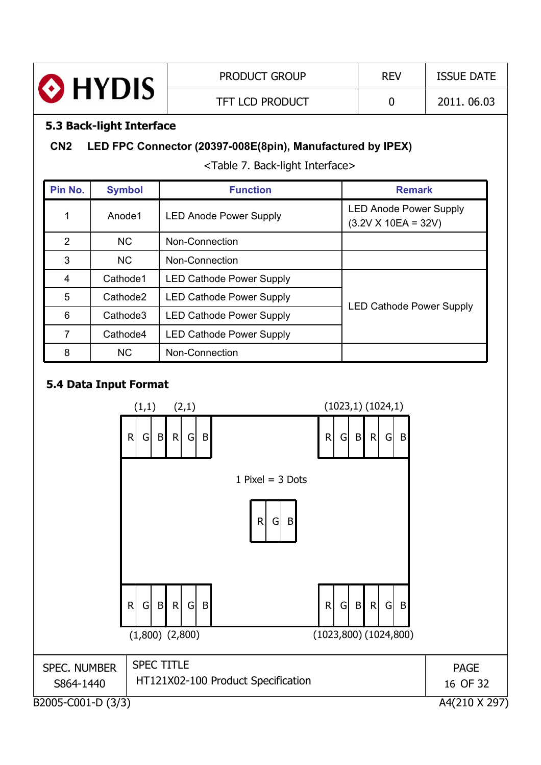### 5.3 Back-light Interface

**CN2 LED FPC Connector (20397-008E(8pin), Manufactured by IPEX)**

<Table 7. Back-light Interface>

| Pin No. | Symbol | Function | Remark |
|---|---|---|---|
| 1 | Anode1 | LED Anode Power Supply | LED Anode Power Supply (3.2V X 10EA = 32V) |
| 2 | NC | Non-Connection | |
| 3 | NC | Non-Connection | |
| 4 | Cathode1 | LED Cathode Power Supply | LED Cathode Power Supply |
| 5 | Cathode2 | LED Cathode Power Supply | |
| 6 | Cathode3 | LED Cathode Power Supply | |
| 7 | Cathode4 | LED Cathode Power Supply | |
| 8 | NC | Non-Connection | |

### 5.4 Data Input Format

(1,1) (2,1) (1023,1) (1024,1)

R G B R G B ... R G B R G B

1 Pixel = 3 Dots

R G B

R G B R G B ... R G B R G B

(1,800) (2,800) (1023,800) (1024,800)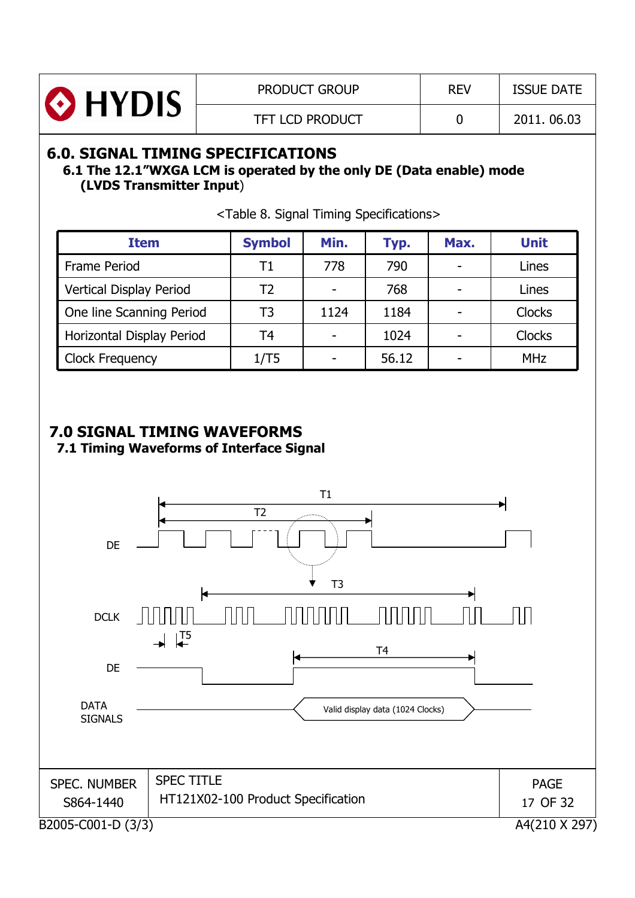## 6.0. SIGNAL TIMING SPECIFICATIONS

### 6.1 The 12.1"WXGA LCM is operated by the only DE (Data enable) mode (LVDS Transmitter Input)

<Table 8. Signal Timing Specifications>

| Item | Symbol | Min. | Typ. | Max. | Unit |
|---|---|---|---|---|---|
| Frame Period | T1 | 778 | 790 | - | Lines |
| Vertical Display Period | T2 | - | 768 | - | Lines |
| One line Scanning Period | T3 | 1124 | 1184 | - | Clocks |
| Horizontal Display Period | T4 | - | 1024 | - | Clocks |
| Clock Frequency | 1/T5 | - | 56.12 | - | MHz |

## 7.0 SIGNAL TIMING WAVEFORMS

### 7.1 Timing Waveforms of Interface Signal

T1

T2

DE

T3

DCLK

T5

T4

DE

DATA SIGNALS

Valid display data (1024 Clocks)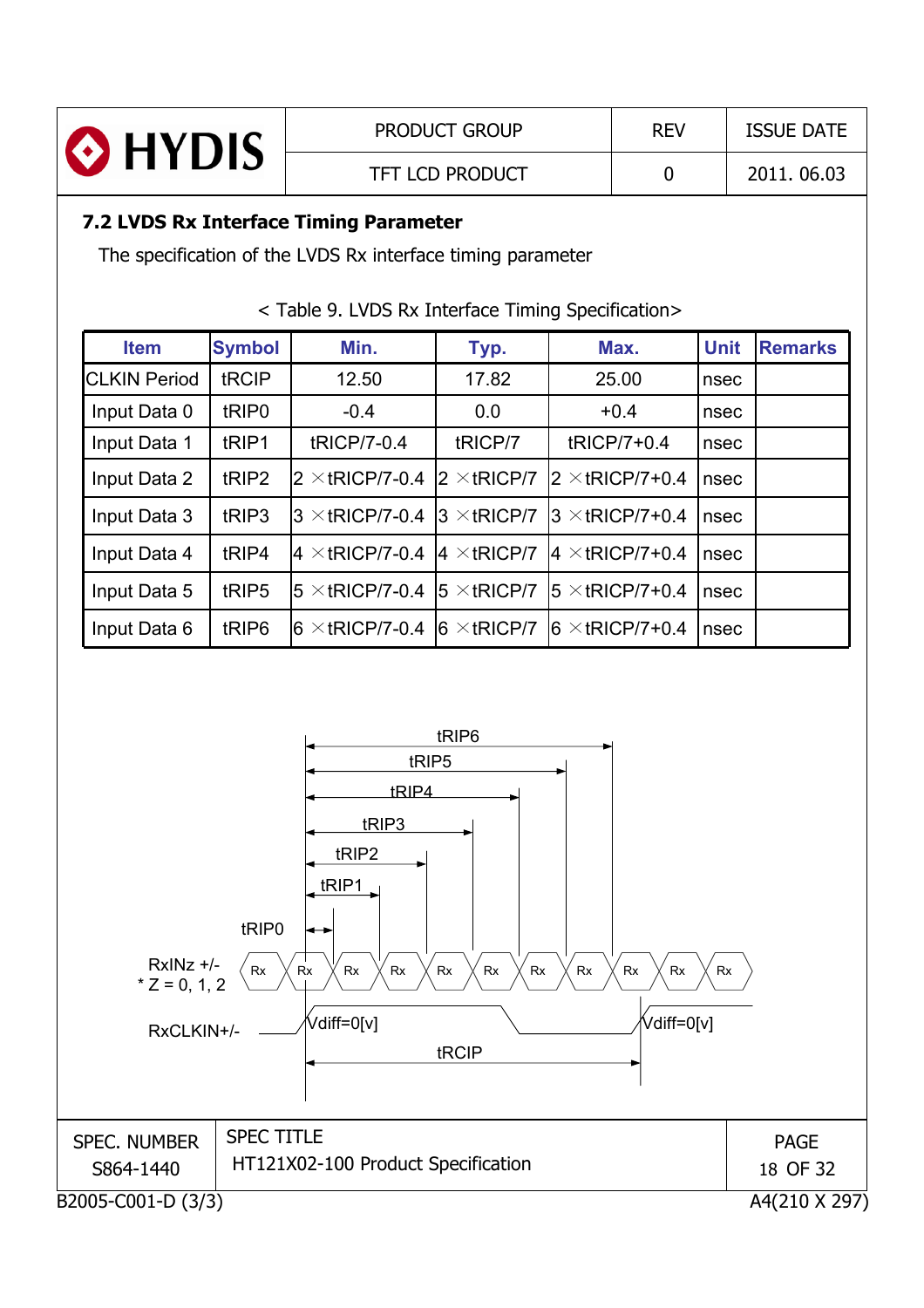### 7.2 LVDS Rx Interface Timing Parameter

The specification of the LVDS Rx interface timing parameter

< Table 9. LVDS Rx Interface Timing Specification>

| Item | Symbol | Min. | Typ. | Max. | Unit | Remarks |
|---|---|---|---|---|---|---|
| CLKIN Period | tRCIP | 12.50 | 17.82 | 25.00 | nsec | |
| Input Data 0 | tRIP0 | -0.4 | 0.0 | +0.4 | nsec | |
| Input Data 1 | tRIP1 | tRICP/7-0.4 | tRICP/7 | tRICP/7+0.4 | nsec | |
| Input Data 2 | tRIP2 | 2 ×tRICP/7-0.4 | 2 ×tRICP/7 | 2 ×tRICP/7+0.4 | nsec | |
| Input Data 3 | tRIP3 | 3 ×tRICP/7-0.4 | 3 ×tRICP/7 | 3 ×tRICP/7+0.4 | nsec | |
| Input Data 4 | tRIP4 | 4 ×tRICP/7-0.4 | 4 ×tRICP/7 | 4 ×tRICP/7+0.4 | nsec | |
| Input Data 5 | tRIP5 | 5 ×tRICP/7-0.4 | 5 ×tRICP/7 | 5 ×tRICP/7+0.4 | nsec | |
| Input Data 6 | tRIP6 | 6 ×tRICP/7-0.4 | 6 ×tRICP/7 | 6 ×tRICP/7+0.4 | nsec | |

tRIP6
tRIP5
tRIP4
tRIP3
tRIP2
tRIP1
tRIP0

RxINz +/-
* Z = 0, 1, 2

Rx Rx Rx Rx Rx Rx Rx Rx Rx Rx Rx

RxCLKIN+/-

Vdiff=0[v]    Vdiff=0[v]

tRCIP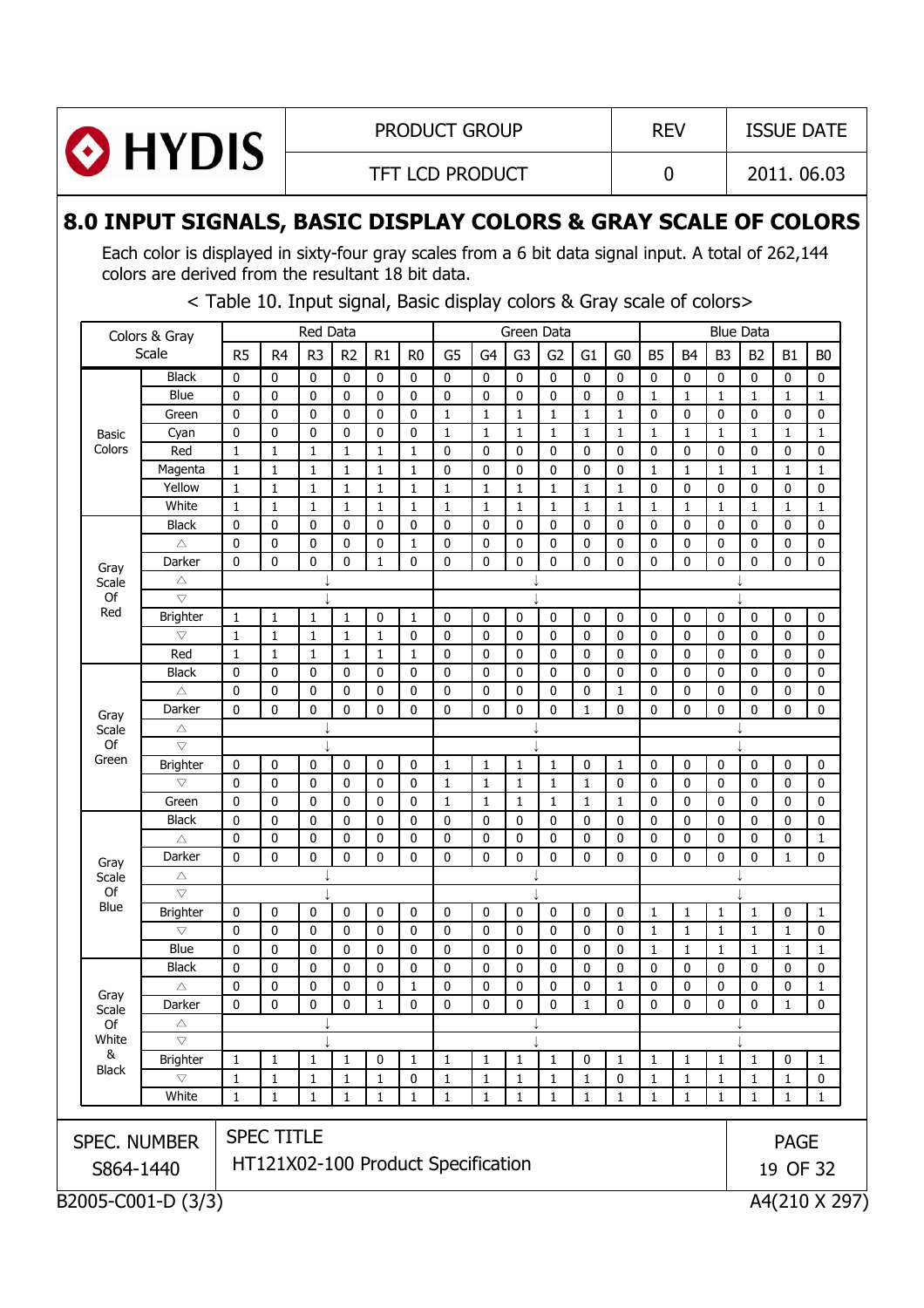## 8.0 INPUT SIGNALS, BASIC DISPLAY COLORS & GRAY SCALE OF COLORS

Each color is displayed in sixty-four gray scales from a 6 bit data signal input. A total of 262,144 colors are derived from the resultant 18 bit data.

< Table 10. Input signal, Basic display colors & Gray scale of colors>

| Colors & Gray Scale | | Red Data | | | | | | Green Data | | | | | | Blue Data | | | | | |
|---|---|---|---|---|---|---|---|---|---|---|---|---|---|---|---|---|---|---|---|
| | | R5 | R4 | R3 | R2 | R1 | R0 | G5 | G4 | G3 | G2 | G1 | G0 | B5 | B4 | B3 | B2 | B1 | B0 |
| Basic Colors | Black | 0 | 0 | 0 | 0 | 0 | 0 | 0 | 0 | 0 | 0 | 0 | 0 | 0 | 0 | 0 | 0 | 0 | 0 |
| | Blue | 0 | 0 | 0 | 0 | 0 | 0 | 0 | 0 | 0 | 0 | 0 | 0 | 1 | 1 | 1 | 1 | 1 | 1 |
| | Green | 0 | 0 | 0 | 0 | 0 | 0 | 1 | 1 | 1 | 1 | 1 | 1 | 0 | 0 | 0 | 0 | 0 | 0 |
| | Cyan | 0 | 0 | 0 | 0 | 0 | 0 | 1 | 1 | 1 | 1 | 1 | 1 | 1 | 1 | 1 | 1 | 1 | 1 |
| | Red | 1 | 1 | 1 | 1 | 1 | 1 | 0 | 0 | 0 | 0 | 0 | 0 | 0 | 0 | 0 | 0 | 0 | 0 |
| | Magenta | 1 | 1 | 1 | 1 | 1 | 1 | 0 | 0 | 0 | 0 | 0 | 0 | 1 | 1 | 1 | 1 | 1 | 1 |
| | Yellow | 1 | 1 | 1 | 1 | 1 | 1 | 1 | 1 | 1 | 1 | 1 | 1 | 0 | 0 | 0 | 0 | 0 | 0 |
| | White | 1 | 1 | 1 | 1 | 1 | 1 | 1 | 1 | 1 | 1 | 1 | 1 | 1 | 1 | 1 | 1 | 1 | 1 |
| Gray Scale Of Red | Black | 0 | 0 | 0 | 0 | 0 | 0 | 0 | 0 | 0 | 0 | 0 | 0 | 0 | 0 | 0 | 0 | 0 | 0 |
| | △ | 0 | 0 | 0 | 0 | 0 | 1 | 0 | 0 | 0 | 0 | 0 | 0 | 0 | 0 | 0 | 0 | 0 | 0 |
| | Darker | 0 | 0 | 0 | 0 | 1 | 0 | 0 | 0 | 0 | 0 | 0 | 0 | 0 | 0 | 0 | 0 | 0 | 0 |
| | △ | ↓ | | | | | | ↓ | | | | | | ↓ | | | | | |
| | ▽ | ↓ | | | | | | ↓ | | | | | | ↓ | | | | | |
| | Brighter | 1 | 1 | 1 | 1 | 0 | 1 | 0 | 0 | 0 | 0 | 0 | 0 | 0 | 0 | 0 | 0 | 0 | 0 |
| | ▽ | 1 | 1 | 1 | 1 | 1 | 0 | 0 | 0 | 0 | 0 | 0 | 0 | 0 | 0 | 0 | 0 | 0 | 0 |
| | Red | 1 | 1 | 1 | 1 | 1 | 1 | 0 | 0 | 0 | 0 | 0 | 0 | 0 | 0 | 0 | 0 | 0 | 0 |
| Gray Scale Of Green | Black | 0 | 0 | 0 | 0 | 0 | 0 | 0 | 0 | 0 | 0 | 0 | 0 | 0 | 0 | 0 | 0 | 0 | 0 |
| | △ | 0 | 0 | 0 | 0 | 0 | 0 | 0 | 0 | 0 | 0 | 0 | 1 | 0 | 0 | 0 | 0 | 0 | 0 |
| | Darker | 0 | 0 | 0 | 0 | 0 | 0 | 0 | 0 | 0 | 0 | 1 | 0 | 0 | 0 | 0 | 0 | 0 | 0 |
| | △ | ↓ | | | | | | ↓ | | | | | | ↓ | | | | | |
| | ▽ | ↓ | | | | | | ↓ | | | | | | ↓ | | | | | |
| | Brighter | 0 | 0 | 0 | 0 | 0 | 0 | 1 | 1 | 1 | 1 | 0 | 1 | 0 | 0 | 0 | 0 | 0 | 0 |
| | ▽ | 0 | 0 | 0 | 0 | 0 | 0 | 1 | 1 | 1 | 1 | 1 | 0 | 0 | 0 | 0 | 0 | 0 | 0 |
| | Green | 0 | 0 | 0 | 0 | 0 | 0 | 1 | 1 | 1 | 1 | 1 | 1 | 0 | 0 | 0 | 0 | 0 | 0 |
| Gray Scale Of Blue | Black | 0 | 0 | 0 | 0 | 0 | 0 | 0 | 0 | 0 | 0 | 0 | 0 | 0 | 0 | 0 | 0 | 0 | 0 |
| | △ | 0 | 0 | 0 | 0 | 0 | 0 | 0 | 0 | 0 | 0 | 0 | 0 | 0 | 0 | 0 | 0 | 0 | 1 |
| | Darker | 0 | 0 | 0 | 0 | 0 | 0 | 0 | 0 | 0 | 0 | 0 | 0 | 0 | 0 | 0 | 0 | 1 | 0 |
| | △ | ↓ | | | | | | ↓ | | | | | | ↓ | | | | | |
| | ▽ | ↓ | | | | | | ↓ | | | | | | ↓ | | | | | |
| | Brighter | 0 | 0 | 0 | 0 | 0 | 0 | 0 | 0 | 0 | 0 | 0 | 0 | 1 | 1 | 1 | 1 | 0 | 1 |
| | ▽ | 0 | 0 | 0 | 0 | 0 | 0 | 0 | 0 | 0 | 0 | 0 | 0 | 1 | 1 | 1 | 1 | 1 | 0 |
| | Blue | 0 | 0 | 0 | 0 | 0 | 0 | 0 | 0 | 0 | 0 | 0 | 0 | 1 | 1 | 1 | 1 | 1 | 1 |
| Gray Scale Of White & Black | Black | 0 | 0 | 0 | 0 | 0 | 0 | 0 | 0 | 0 | 0 | 0 | 0 | 0 | 0 | 0 | 0 | 0 | 0 |
| | △ | 0 | 0 | 0 | 0 | 0 | 1 | 0 | 0 | 0 | 0 | 0 | 1 | 0 | 0 | 0 | 0 | 0 | 1 |
| | Darker | 0 | 0 | 0 | 0 | 1 | 0 | 0 | 0 | 0 | 0 | 1 | 0 | 0 | 0 | 0 | 0 | 1 | 0 |
| | △ | ↓ | | | | | | ↓ | | | | | | ↓ | | | | | |
| | ▽ | ↓ | | | | | | ↓ | | | | | | ↓ | | | | | |
| | Brighter | 1 | 1 | 1 | 1 | 0 | 1 | 1 | 1 | 1 | 1 | 0 | 1 | 1 | 1 | 1 | 1 | 0 | 1 |
| | ▽ | 1 | 1 | 1 | 1 | 1 | 0 | 1 | 1 | 1 | 1 | 1 | 0 | 1 | 1 | 1 | 1 | 1 | 0 |
| | White | 1 | 1 | 1 | 1 | 1 | 1 | 1 | 1 | 1 | 1 | 1 | 1 | 1 | 1 | 1 | 1 | 1 | 1 |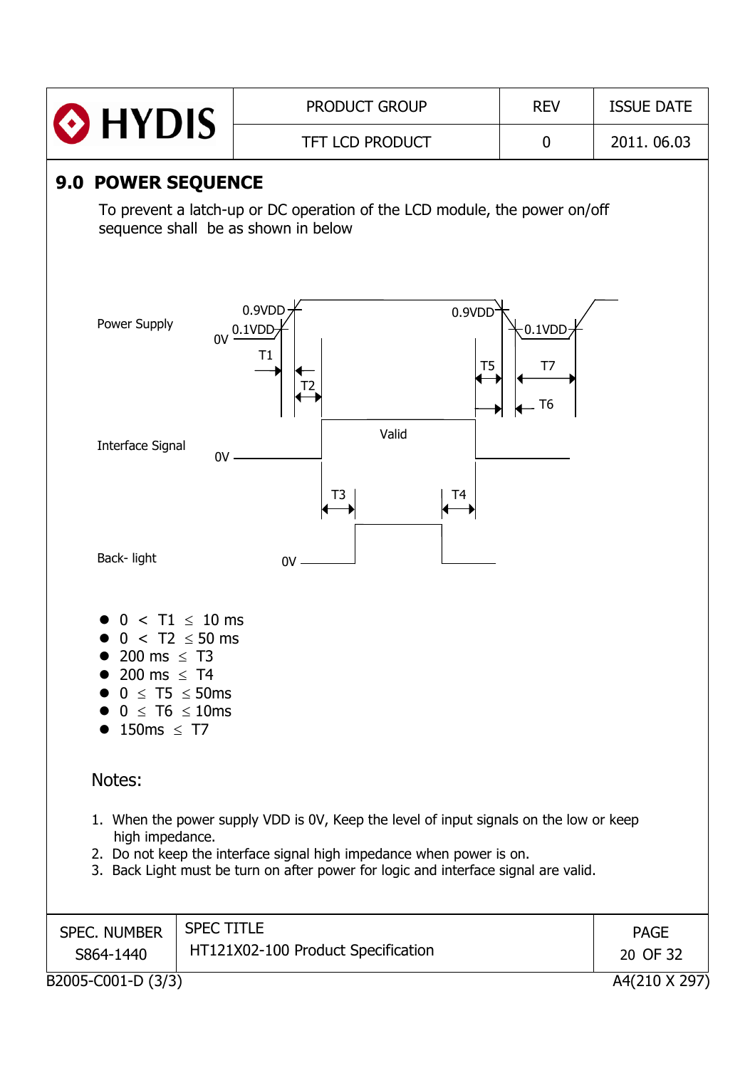## 9.0 POWER SEQUENCE

To prevent a latch-up or DC operation of the LCD module, the power on/off sequence shall be as shown in below

Power Supply 0V 0.1VDD 0.9VDD 0.9VDD 0.1VDD T1 T2 T5 T7 T6

Interface Signal 0V Valid T3 T4

Back- light 0V

- 0 < T1 ≤ 10 ms
- 0 < T2 ≤ 50 ms
- 200 ms ≤ T3
- 200 ms ≤ T4
- 0 ≤ T5 ≤ 50ms
- 0 ≤ T6 ≤ 10ms
- 150ms ≤ T7

Notes:

1. When the power supply VDD is 0V, Keep the level of input signals on the low or keep high impedance.
2. Do not keep the interface signal high impedance when power is on.
3. Back Light must be turn on after power for logic and interface signal are valid.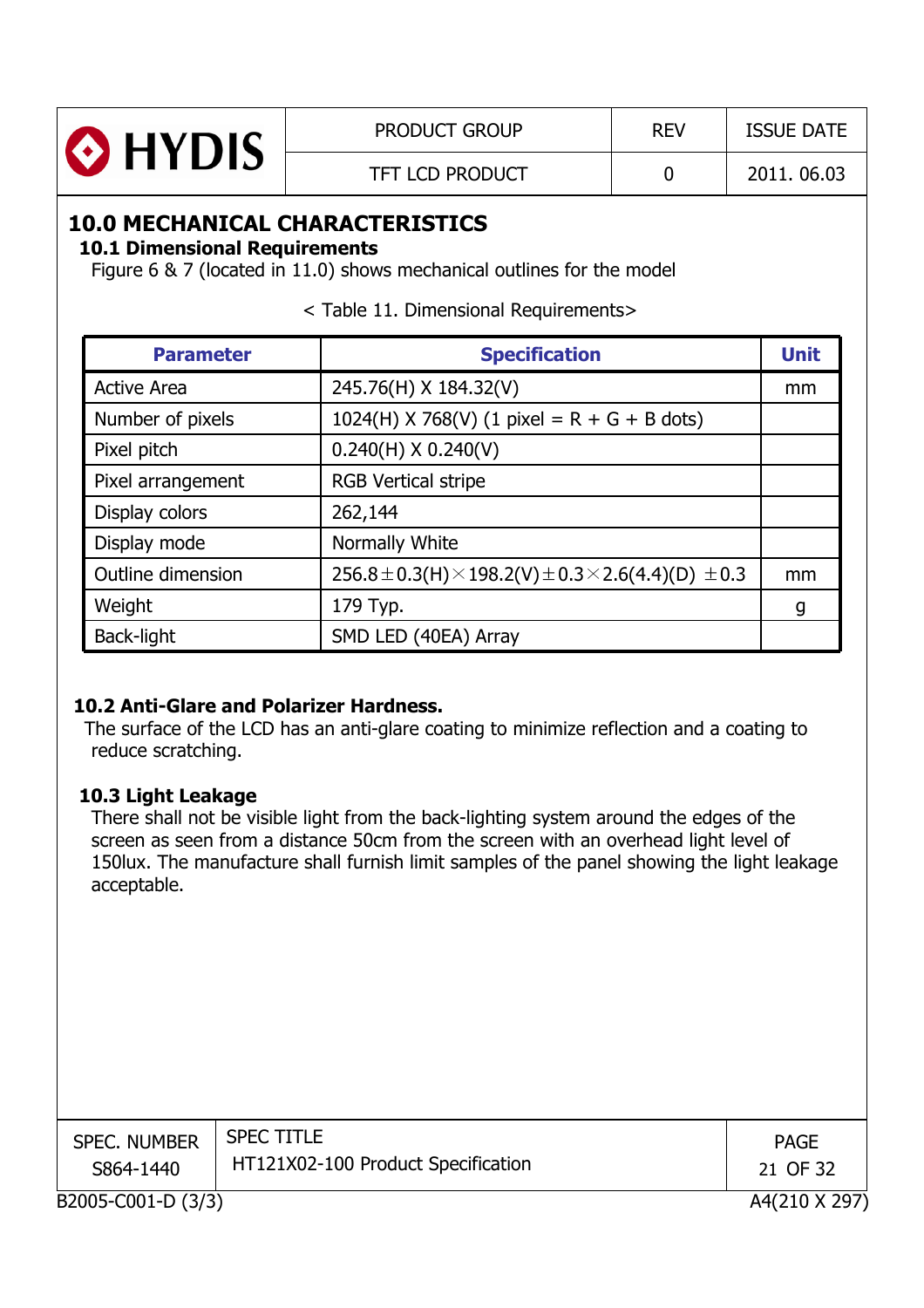# 10.0 MECHANICAL CHARACTERISTICS

## 10.1 Dimensional Requirements

Figure 6 & 7 (located in 11.0) shows mechanical outlines for the model

< Table 11. Dimensional Requirements>

| Parameter | Specification | Unit |
|---|---|---|
| Active Area | 245.76(H) X 184.32(V) | mm |
| Number of pixels | 1024(H) X 768(V) (1 pixel = R + G + B dots) | |
| Pixel pitch | 0.240(H) X 0.240(V) | |
| Pixel arrangement | RGB Vertical stripe | |
| Display colors | 262,144 | |
| Display mode | Normally White | |
| Outline dimension | 256.8±0.3(H)×198.2(V)±0.3×2.6(4.4)(D) ±0.3 | mm |
| Weight | 179 Typ. | g |
| Back-light | SMD LED (40EA) Array | |

## 10.2 Anti-Glare and Polarizer Hardness.

The surface of the LCD has an anti-glare coating to minimize reflection and a coating to reduce scratching.

## 10.3 Light Leakage

There shall not be visible light from the back-lighting system around the edges of the screen as seen from a distance 50cm from the screen with an overhead light level of 150lux. The manufacture shall furnish limit samples of the panel showing the light leakage acceptable.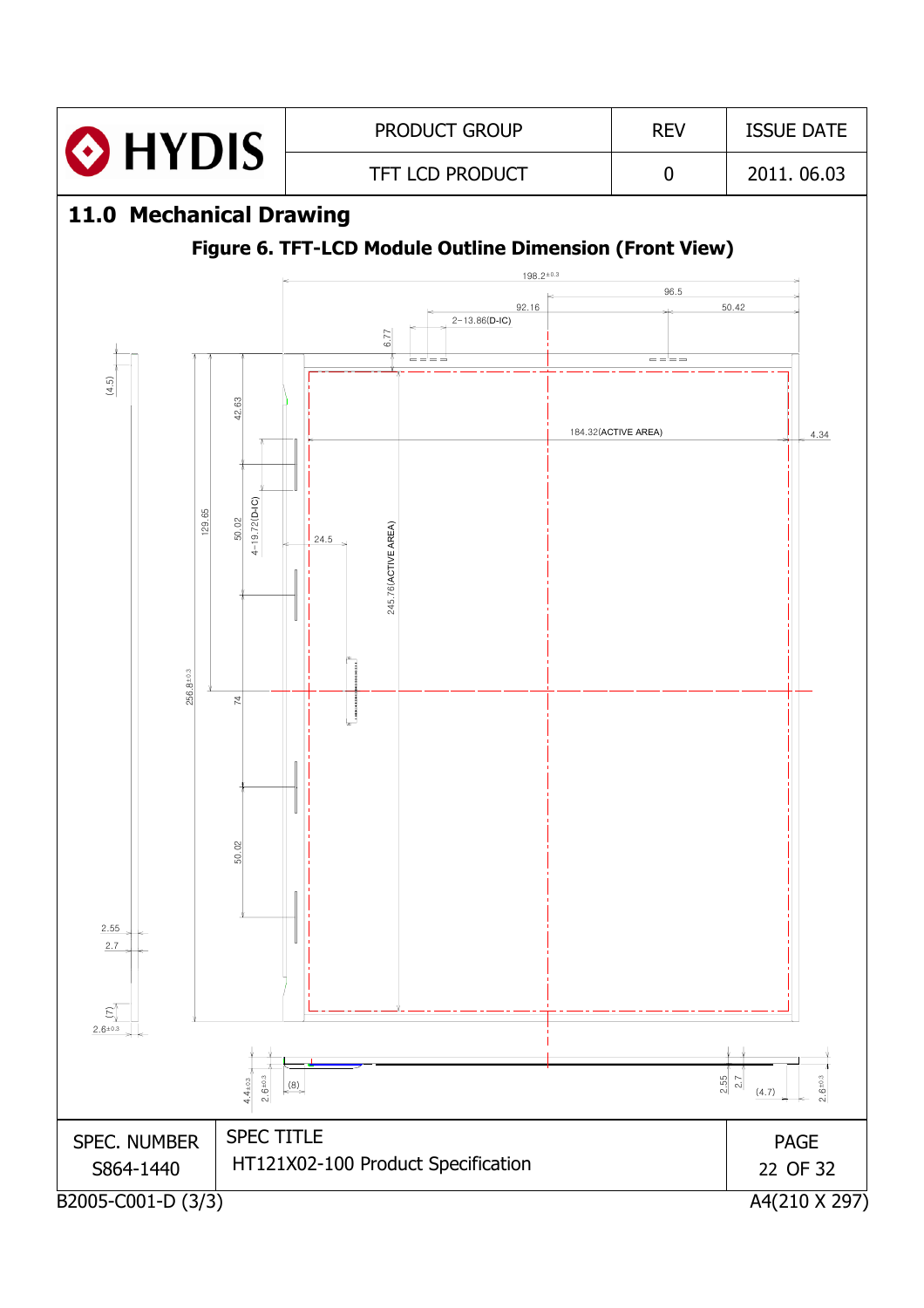## 11.0 Mechanical Drawing

**Figure 6. TFT-LCD Module Outline Dimension (Front View)**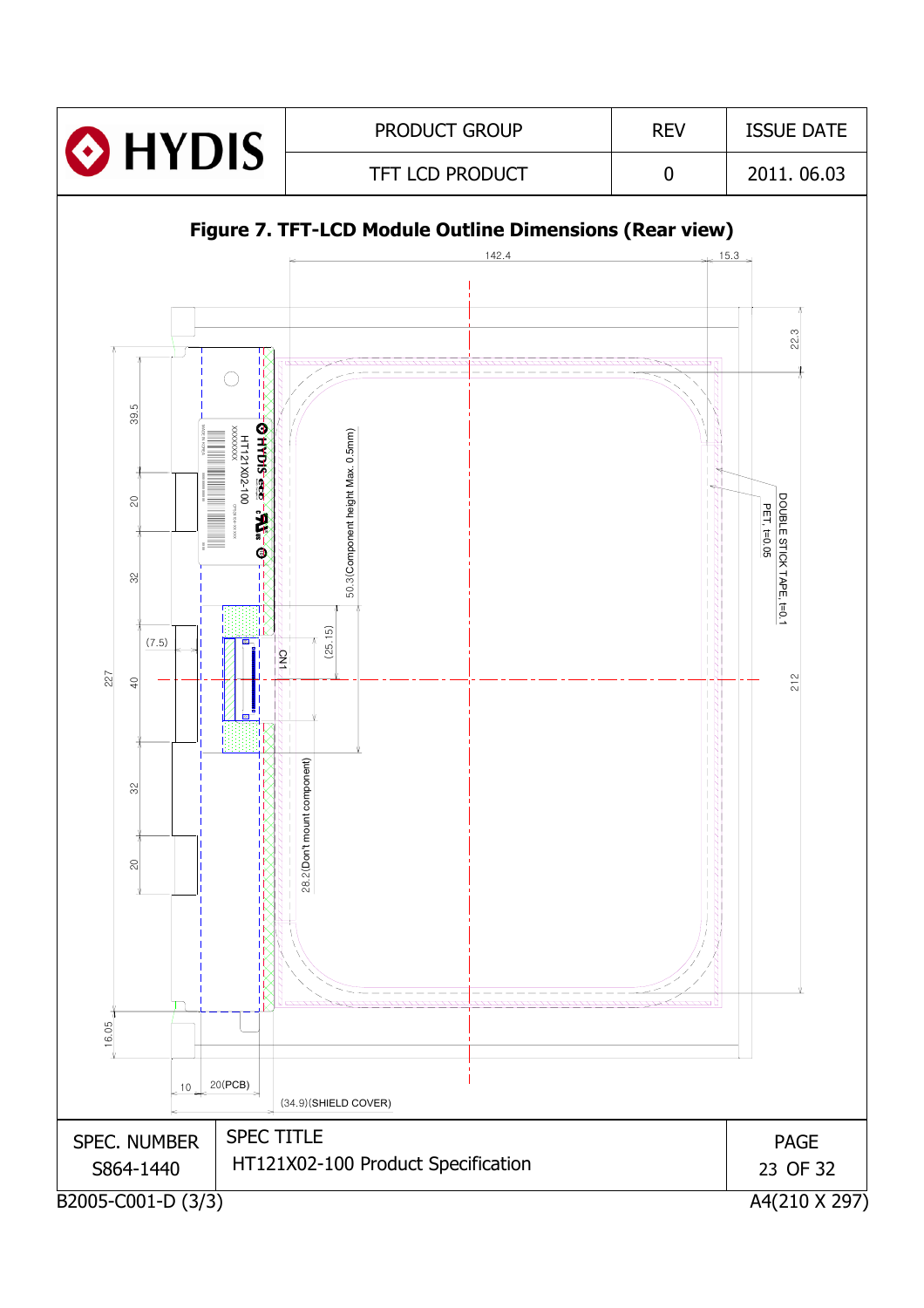## Figure 7. TFT-LCD Module Outline Dimensions (Rear view)

142.4

15.3

22.3

39.5

20

32

(7.5)

227

40

32

20

16.05

10

20(PCB)

(34.9)(SHIELD COVER)

50.3(Component height Max. 0.5mm)

(25.15)

CN1

28.2(Don't mount component)

HT121X02-100

DOUBLE STICK TAPE, t=0.1

PET, t=0.05

212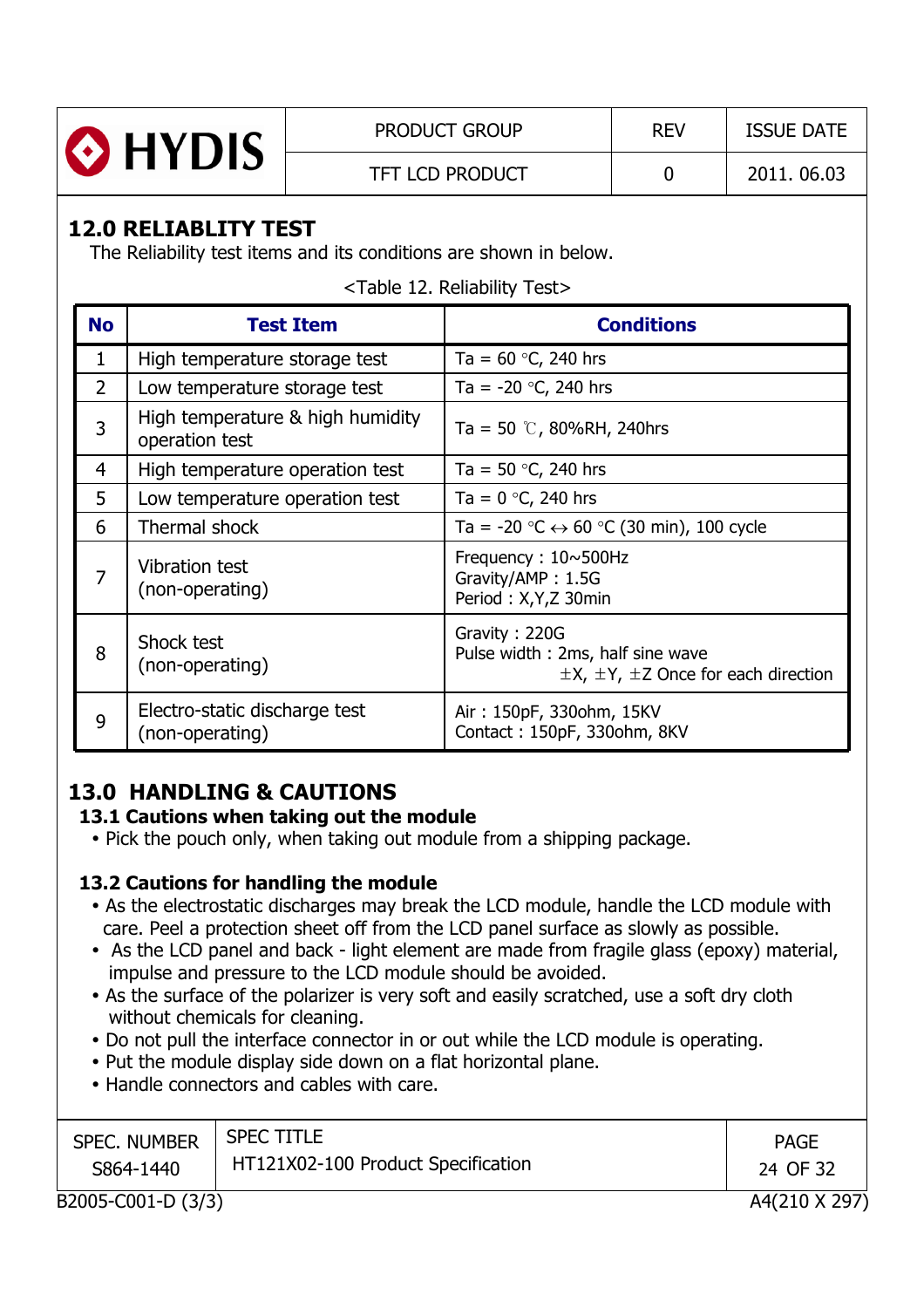## 12.0 RELIABLITY TEST

The Reliability test items and its conditions are shown in below.

<Table 12. Reliability Test>

| No | Test Item | Conditions |
|---|---|---|
| 1 | High temperature storage test | Ta = 60 °C, 240 hrs |
| 2 | Low temperature storage test | Ta = -20 °C, 240 hrs |
| 3 | High temperature & high humidity operation test | Ta = 50 ℃, 80%RH, 240hrs |
| 4 | High temperature operation test | Ta = 50 °C, 240 hrs |
| 5 | Low temperature operation test | Ta = 0 °C, 240 hrs |
| 6 | Thermal shock | Ta = -20 °C ↔ 60 °C (30 min), 100 cycle |
| 7 | Vibration test (non-operating) | Frequency : 10~500Hz<br>Gravity/AMP : 1.5G<br>Period : X,Y,Z 30min |
| 8 | Shock test (non-operating) | Gravity : 220G<br>Pulse width : 2ms, half sine wave<br>±X, ±Y, ±Z Once for each direction |
| 9 | Electro-static discharge test (non-operating) | Air : 150pF, 330ohm, 15KV<br>Contact : 150pF, 330ohm, 8KV |

## 13.0 HANDLING & CAUTIONS

### 13.1 Cautions when taking out the module

- Pick the pouch only, when taking out module from a shipping package.

### 13.2 Cautions for handling the module

- As the electrostatic discharges may break the LCD module, handle the LCD module with care. Peel a protection sheet off from the LCD panel surface as slowly as possible.
- As the LCD panel and back - light element are made from fragile glass (epoxy) material, impulse and pressure to the LCD module should be avoided.
- As the surface of the polarizer is very soft and easily scratched, use a soft dry cloth without chemicals for cleaning.
- Do not pull the interface connector in or out while the LCD module is operating.
- Put the module display side down on a flat horizontal plane.
- Handle connectors and cables with care.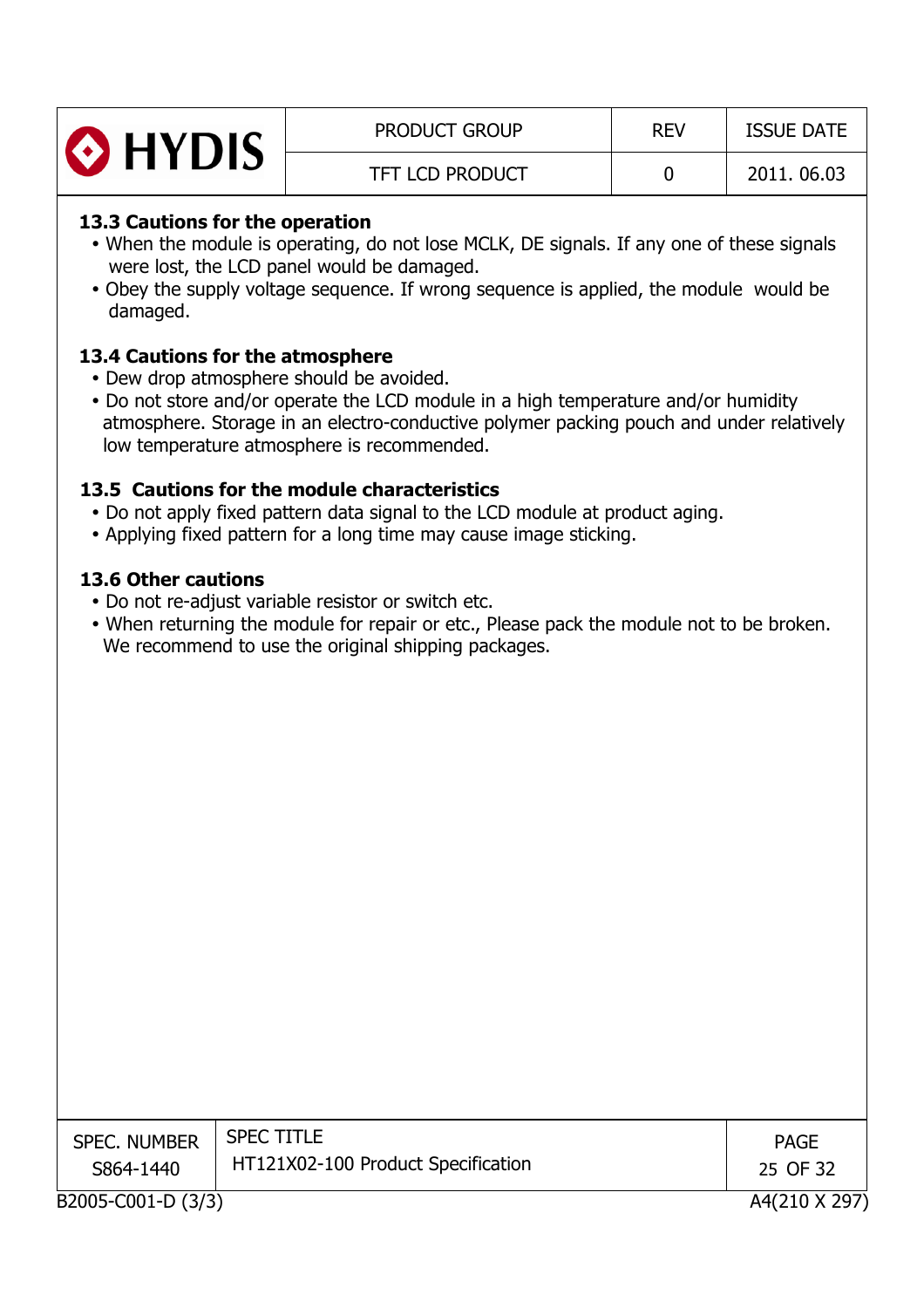### 13.3 Cautions for the operation

- When the module is operating, do not lose MCLK, DE signals. If any one of these signals were lost, the LCD panel would be damaged.
- Obey the supply voltage sequence. If wrong sequence is applied, the module would be damaged.

### 13.4 Cautions for the atmosphere

- Dew drop atmosphere should be avoided.
- Do not store and/or operate the LCD module in a high temperature and/or humidity atmosphere. Storage in an electro-conductive polymer packing pouch and under relatively low temperature atmosphere is recommended.

### 13.5 Cautions for the module characteristics

- Do not apply fixed pattern data signal to the LCD module at product aging.
- Applying fixed pattern for a long time may cause image sticking.

### 13.6 Other cautions

- Do not re-adjust variable resistor or switch etc.
- When returning the module for repair or etc., Please pack the module not to be broken. We recommend to use the original shipping packages.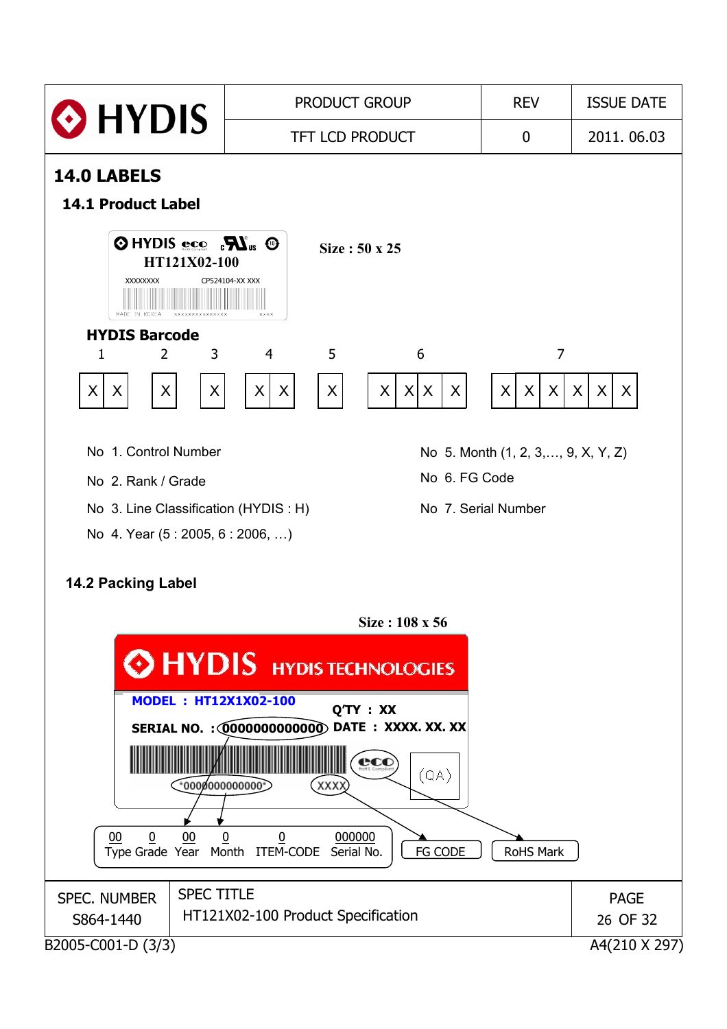## 14.0 LABELS

### 14.1 Product Label

HYDIS eco cRUus
HT121X02-100
XXXXXXXX CP524104-XX XXX
MADE IN KOREA XXXXXXXXXXXXXX XXXX

**Size : 50 x 25**

**HYDIS Barcode**

| 1 | | 2 | 3 | 4 | | 5 | 6 | | | | 7 | | | | | |
|---|---|---|---|---|---|---|---|---|---|---|---|---|---|---|---|---|
| X | X | X | X | X | X | X | X | X | X | X | X | X | X | X | X | X |

No 1. Control Number

No 2. Rank / Grade

No 3. Line Classification (HYDIS : H)

No 4. Year (5 : 2005, 6 : 2006, …)

No 5. Month (1, 2, 3,…, 9, X, Y, Z)

No 6. FG Code

No 7. Serial Number

### 14.2 Packing Label

**Size : 108 x 56**

HYDIS HYDIS TECHNOLOGIES

MODEL : HT12X1X02-100

Q'TY : XX

SERIAL NO. : 0000000000000 DATE : XXXX. XX. XX

*0000000000000* XXXX eco (QA)

| 00 | 0 | 00 | 0 | 0 | 000000 |
|---|---|---|---|---|---|
| Type | Grade | Year | Month | ITEM-CODE | Serial No. |

FG CODE

RoHS Mark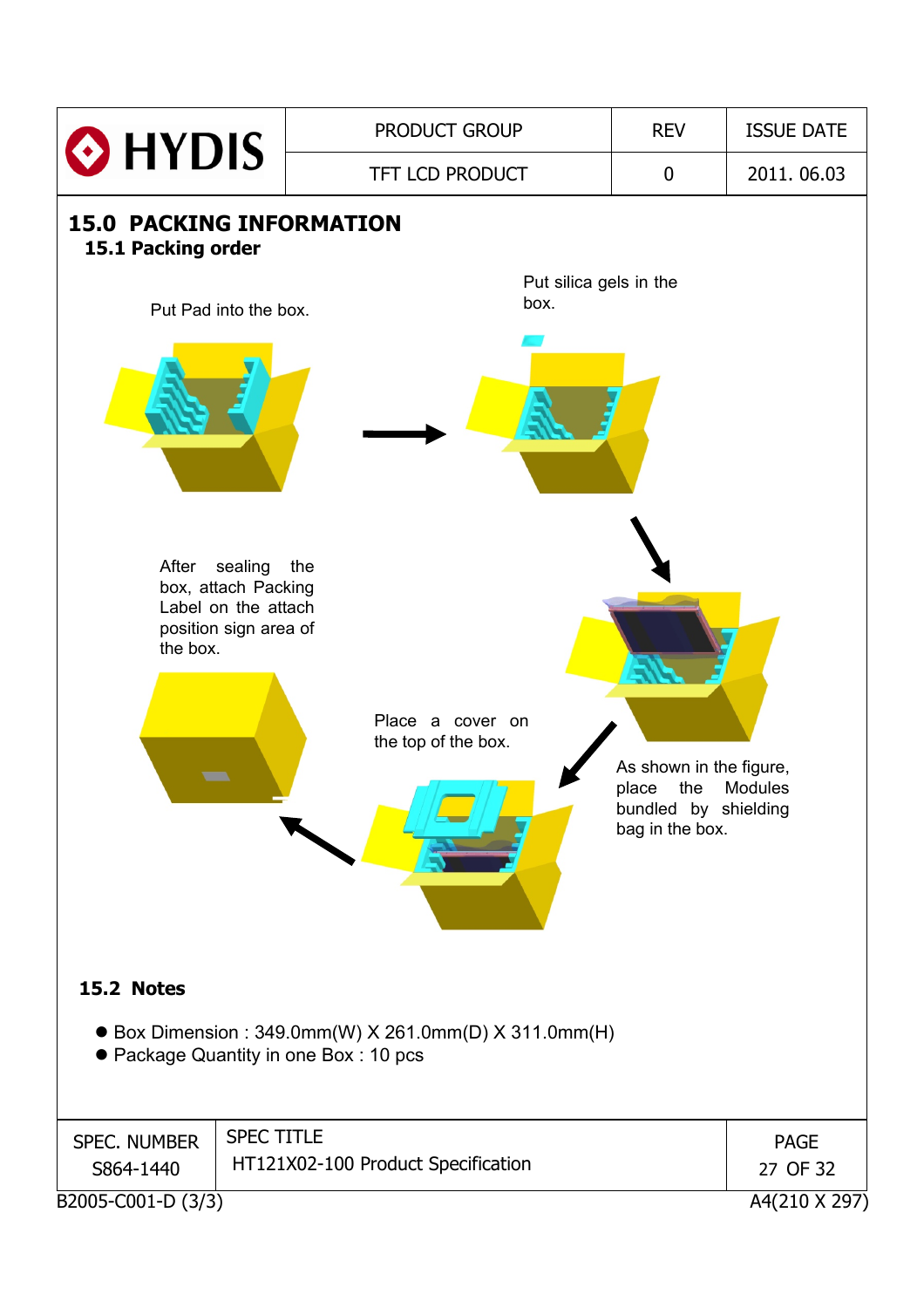## 15.0 PACKING INFORMATION

### 15.1 Packing order

Put Pad into the box.

Put silica gels in the box.

As shown in the figure, place the Modules bundled by shielding bag in the box.

Place a cover on the top of the box.

After sealing the box, attach Packing Label on the attach position sign area of the box.

### 15.2 Notes

- Box Dimension : 349.0mm(W) X 261.0mm(D) X 311.0mm(H)
- Package Quantity in one Box : 10 pcs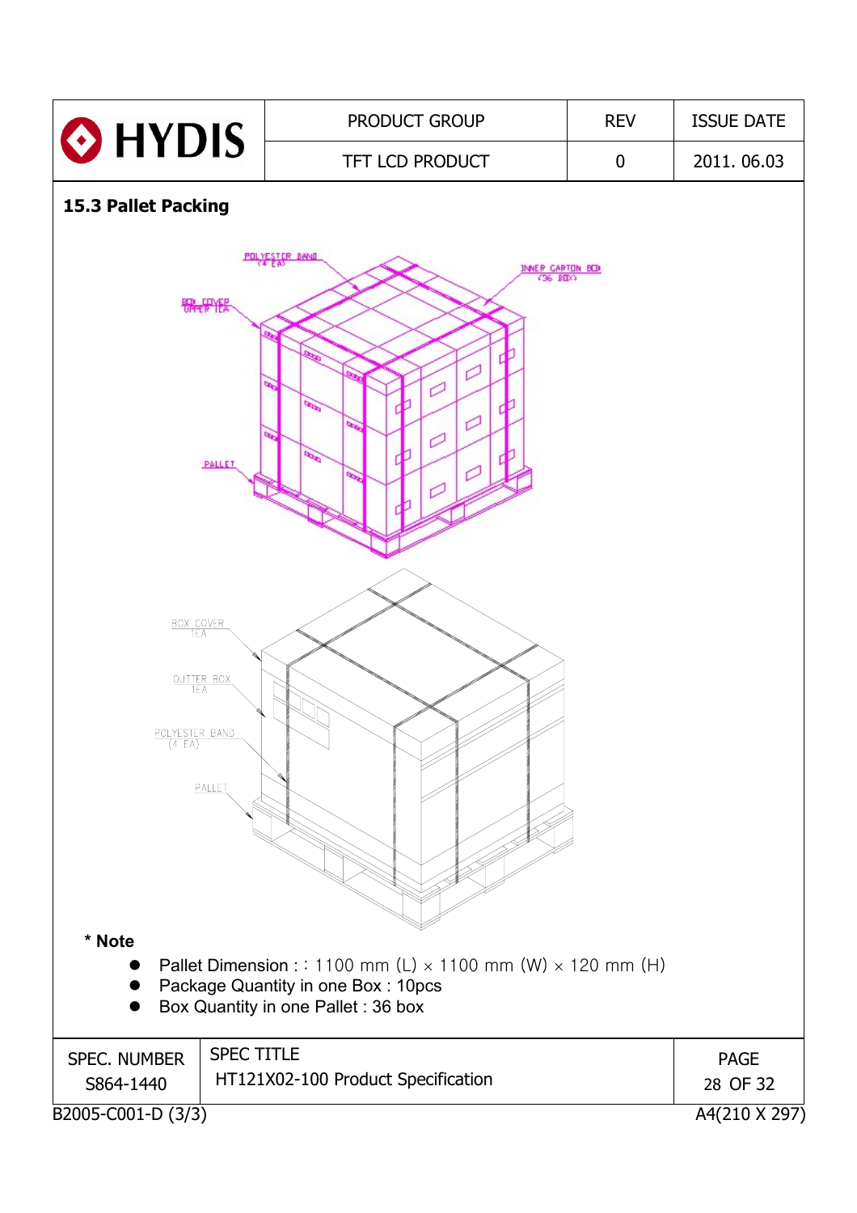## 15.3 Pallet Packing

**\* Note**

- Pallet Dimension : : 1100 mm (L) × 1100 mm (W) × 120 mm (H)
- Package Quantity in one Box : 10pcs
- Box Quantity in one Pallet : 36 box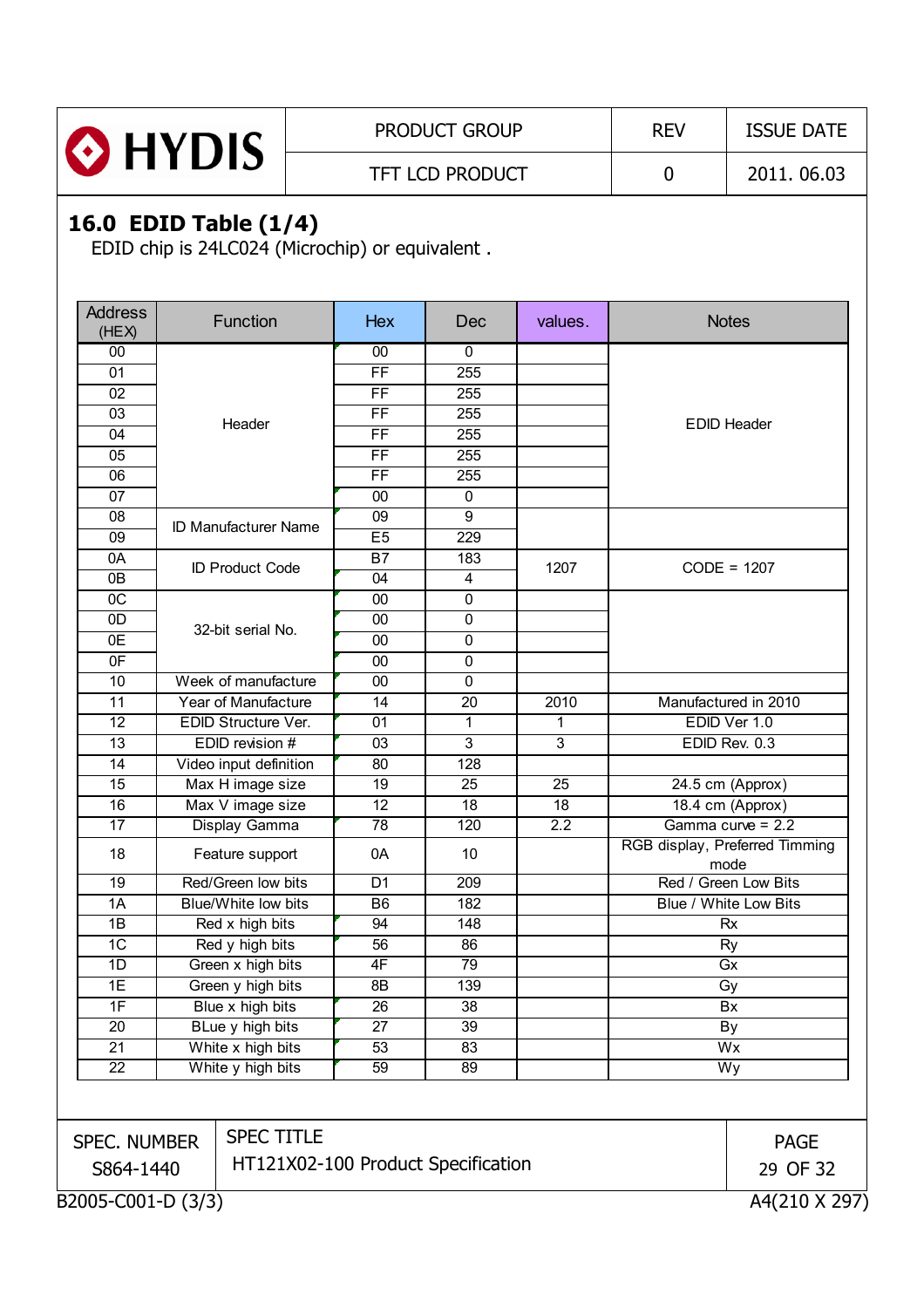## 16.0 EDID Table (1/4)

EDID chip is 24LC024 (Microchip) or equivalent .

| Address (HEX) | Function | Hex | Dec | values. | Notes |
|---|---|---|---|---|---|
| 00 | Header | 00 | 0 | | EDID Header |
| 01 | | FF | 255 | | |
| 02 | | FF | 255 | | |
| 03 | | FF | 255 | | |
| 04 | | FF | 255 | | |
| 05 | | FF | 255 | | |
| 06 | | FF | 255 | | |
| 07 | | 00 | 0 | | |
| 08 | ID Manufacturer Name | 09 | 9 | | |
| 09 | | E5 | 229 | | |
| 0A | ID Product Code | B7 | 183 | 1207 | CODE = 1207 |
| 0B | | 04 | 4 | | |
| 0C | 32-bit serial No. | 00 | 0 | | |
| 0D | | 00 | 0 | | |
| 0E | | 00 | 0 | | |
| 0F | | 00 | 0 | | |
| 10 | Week of manufacture | 00 | 0 | | |
| 11 | Year of Manufacture | 14 | 20 | 2010 | Manufactured in 2010 |
| 12 | EDID Structure Ver. | 01 | 1 | 1 | EDID Ver 1.0 |
| 13 | EDID revision # | 03 | 3 | 3 | EDID Rev. 0.3 |
| 14 | Video input definition | 80 | 128 | | |
| 15 | Max H image size | 19 | 25 | 25 | 24.5 cm (Approx) |
| 16 | Max V image size | 12 | 18 | 18 | 18.4 cm (Approx) |
| 17 | Display Gamma | 78 | 120 | 2.2 | Gamma curve = 2.2 |
| 18 | Feature support | 0A | 10 | | RGB display, Preferred Timming mode |
| 19 | Red/Green low bits | D1 | 209 | | Red / Green Low Bits |
| 1A | Blue/White low bits | B6 | 182 | | Blue / White Low Bits |
| 1B | Red x high bits | 94 | 148 | | Rx |
| 1C | Red y high bits | 56 | 86 | | Ry |
| 1D | Green x high bits | 4F | 79 | | Gx |
| 1E | Green y high bits | 8B | 139 | | Gy |
| 1F | Blue x high bits | 26 | 38 | | Bx |
| 20 | BLue y high bits | 27 | 39 | | By |
| 21 | White x high bits | 53 | 83 | | Wx |
| 22 | White y high bits | 59 | 89 | | Wy |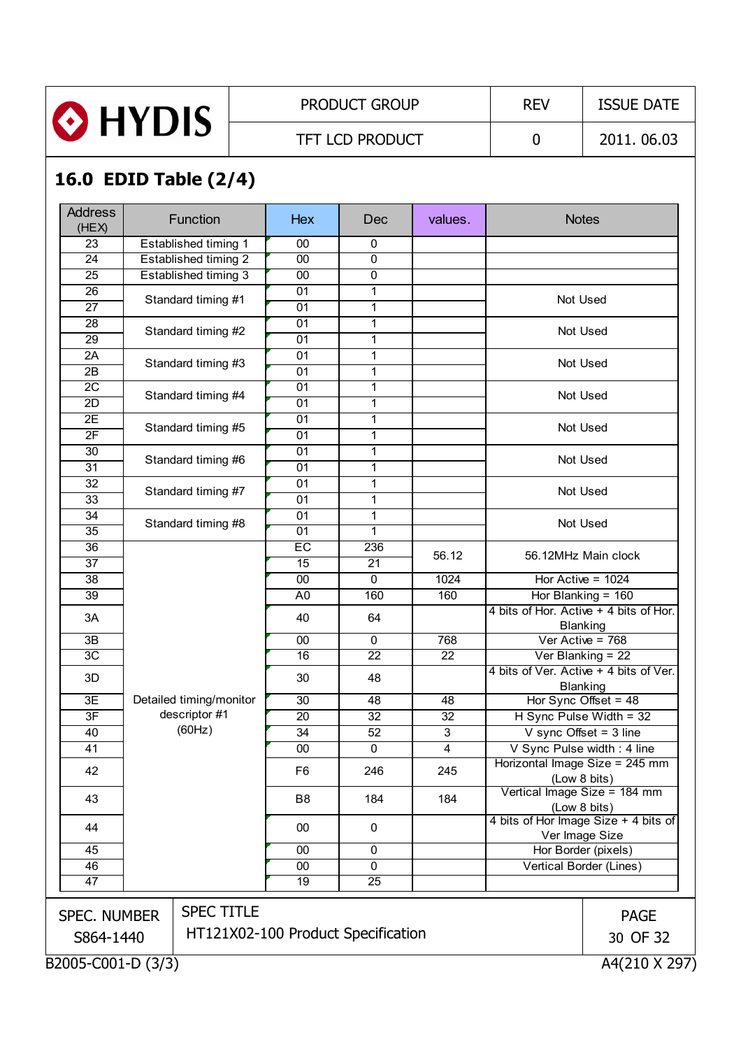## 16.0 EDID Table (2/4)

| Address (HEX) | Function | Hex | Dec | values. | Notes |
|---|---|---|---|---|---|
| 23 | Established timing 1 | 00 | 0 | | |
| 24 | Established timing 2 | 00 | 0 | | |
| 25 | Established timing 3 | 00 | 0 | | |
| 26 | Standard timing #1 | 01 | 1 | | Not Used |
| 27 | | 01 | 1 | | |
| 28 | Standard timing #2 | 01 | 1 | | Not Used |
| 29 | | 01 | 1 | | |
| 2A | Standard timing #3 | 01 | 1 | | Not Used |
| 2B | | 01 | 1 | | |
| 2C | Standard timing #4 | 01 | 1 | | Not Used |
| 2D | | 01 | 1 | | |
| 2E | Standard timing #5 | 01 | 1 | | Not Used |
| 2F | | 01 | 1 | | |
| 30 | Standard timing #6 | 01 | 1 | | Not Used |
| 31 | | 01 | 1 | | |
| 32 | Standard timing #7 | 01 | 1 | | Not Used |
| 33 | | 01 | 1 | | |
| 34 | Standard timing #8 | 01 | 1 | | Not Used |
| 35 | | 01 | 1 | | |
| 36 | Detailed timing/monitor descriptor #1 (60Hz) | EC | 236 | 56.12 | 56.12MHz Main clock |
| 37 | | 15 | 21 | | |
| 38 | | 00 | 0 | 1024 | Hor Active = 1024 |
| 39 | | A0 | 160 | 160 | Hor Blanking = 160 |
| 3A | | 40 | 64 | | 4 bits of Hor. Active + 4 bits of Hor. Blanking |
| 3B | | 00 | 0 | 768 | Ver Active = 768 |
| 3C | | 16 | 22 | 22 | Ver Blanking = 22 |
| 3D | | 30 | 48 | | 4 bits of Ver. Active + 4 bits of Ver. Blanking |
| 3E | | 30 | 48 | 48 | Hor Sync Offset = 48 |
| 3F | | 20 | 32 | 32 | H Sync Pulse Width = 32 |
| 40 | | 34 | 52 | 3 | V sync Offset = 3 line |
| 41 | | 00 | 0 | 4 | V Sync Pulse width : 4 line |
| 42 | | F6 | 246 | 245 | Horizontal Image Size = 245 mm (Low 8 bits) |
| 43 | | B8 | 184 | 184 | Vertical Image Size = 184 mm (Low 8 bits) |
| 44 | | 00 | 0 | | 4 bits of Hor Image Size + 4 bits of Ver Image Size |
| 45 | | 00 | 0 | | Hor Border (pixels) |
| 46 | | 00 | 0 | | Vertical Border (Lines) |
| 47 | | 19 | 25 | | |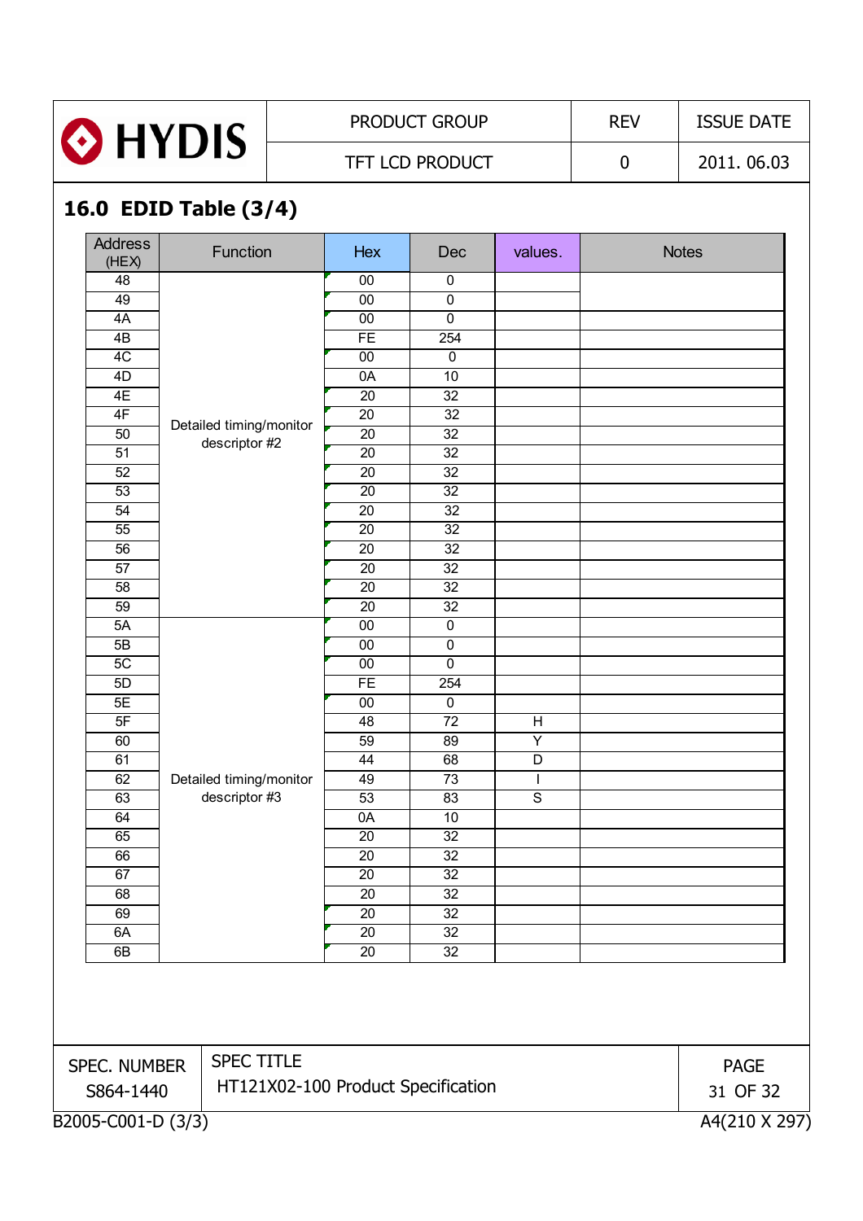## 16.0 EDID Table (3/4)

| Address (HEX) | Function | Hex | Dec | values. | Notes |
|---|---|---|---|---|---|
| 48 | Detailed timing/monitor descriptor #2 | 00 | 0 | | |
| 49 | | 00 | 0 | | |
| 4A | | 00 | 0 | | |
| 4B | | FE | 254 | | |
| 4C | | 00 | 0 | | |
| 4D | | 0A | 10 | | |
| 4E | | 20 | 32 | | |
| 4F | | 20 | 32 | | |
| 50 | | 20 | 32 | | |
| 51 | | 20 | 32 | | |
| 52 | | 20 | 32 | | |
| 53 | | 20 | 32 | | |
| 54 | | 20 | 32 | | |
| 55 | | 20 | 32 | | |
| 56 | | 20 | 32 | | |
| 57 | | 20 | 32 | | |
| 58 | | 20 | 32 | | |
| 59 | | 20 | 32 | | |
| 5A | Detailed timing/monitor descriptor #3 | 00 | 0 | | |
| 5B | | 00 | 0 | | |
| 5C | | 00 | 0 | | |
| 5D | | FE | 254 | | |
| 5E | | 00 | 0 | | |
| 5F | | 48 | 72 | H | |
| 60 | | 59 | 89 | Y | |
| 61 | | 44 | 68 | D | |
| 62 | | 49 | 73 | I | |
| 63 | | 53 | 83 | S | |
| 64 | | 0A | 10 | | |
| 65 | | 20 | 32 | | |
| 66 | | 20 | 32 | | |
| 67 | | 20 | 32 | | |
| 68 | | 20 | 32 | | |
| 69 | | 20 | 32 | | |
| 6A | | 20 | 32 | | |
| 6B | | 20 | 32 | | |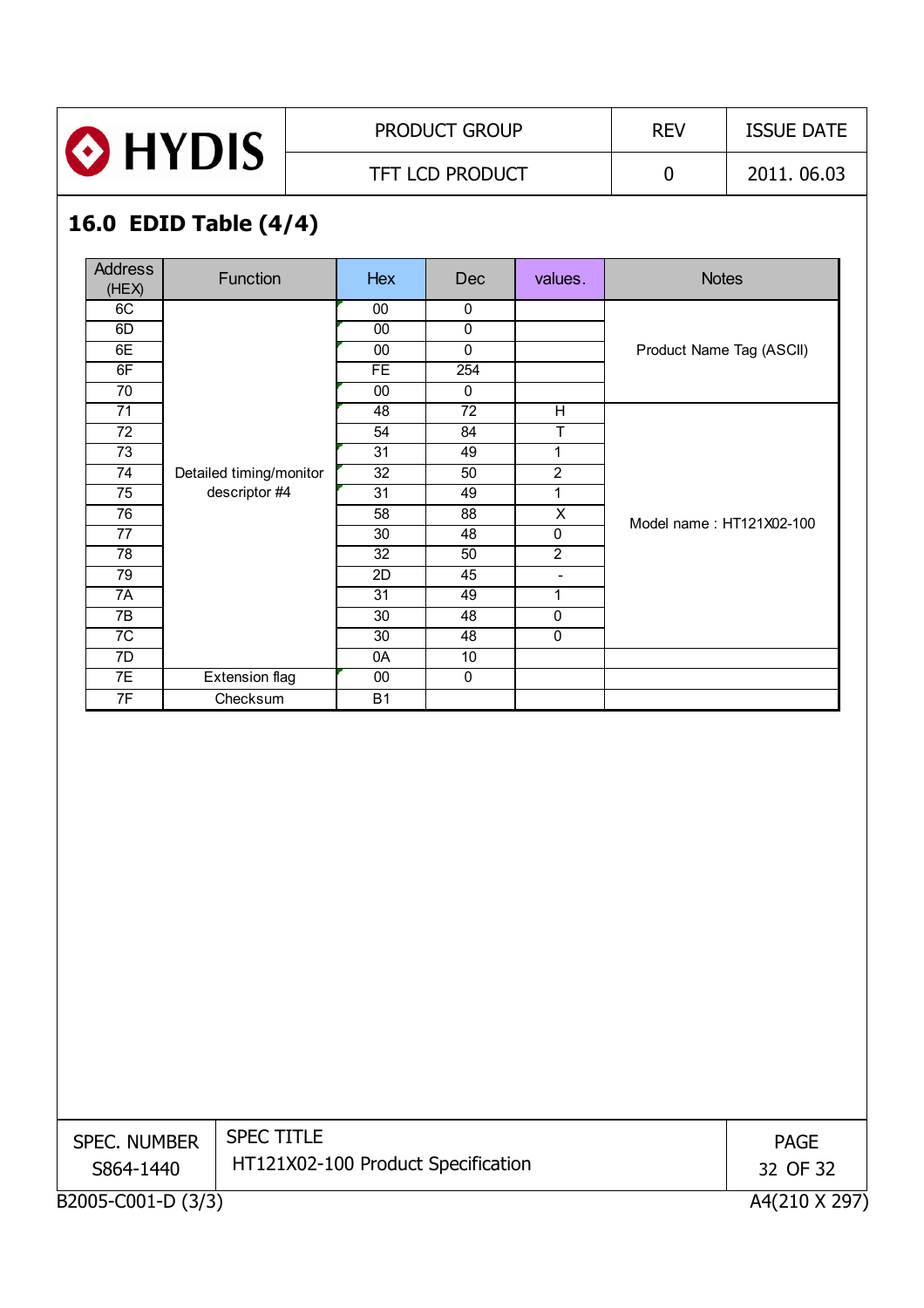## 16.0 EDID Table (4/4)

| Address (HEX) | Function | Hex | Dec | values. | Notes |
|---|---|---|---|---|---|
| 6C | Detailed timing/monitor descriptor #4 | 00 | 0 | | Product Name Tag (ASCII) |
| 6D | | 00 | 0 | | |
| 6E | | 00 | 0 | | |
| 6F | | FE | 254 | | |
| 70 | | 00 | 0 | | |
| 71 | | 48 | 72 | H | Model name : HT121X02-100 |
| 72 | | 54 | 84 | T | |
| 73 | | 31 | 49 | 1 | |
| 74 | | 32 | 50 | 2 | |
| 75 | | 31 | 49 | 1 | |
| 76 | | 58 | 88 | X | |
| 77 | | 30 | 48 | 0 | |
| 78 | | 32 | 50 | 2 | |
| 79 | | 2D | 45 | - | |
| 7A | | 31 | 49 | 1 | |
| 7B | | 30 | 48 | 0 | |
| 7C | | 30 | 48 | 0 | |
| 7D | | 0A | 10 | | |
| 7E | Extension flag | 00 | 0 | | |
| 7F | Checksum | B1 | | | |